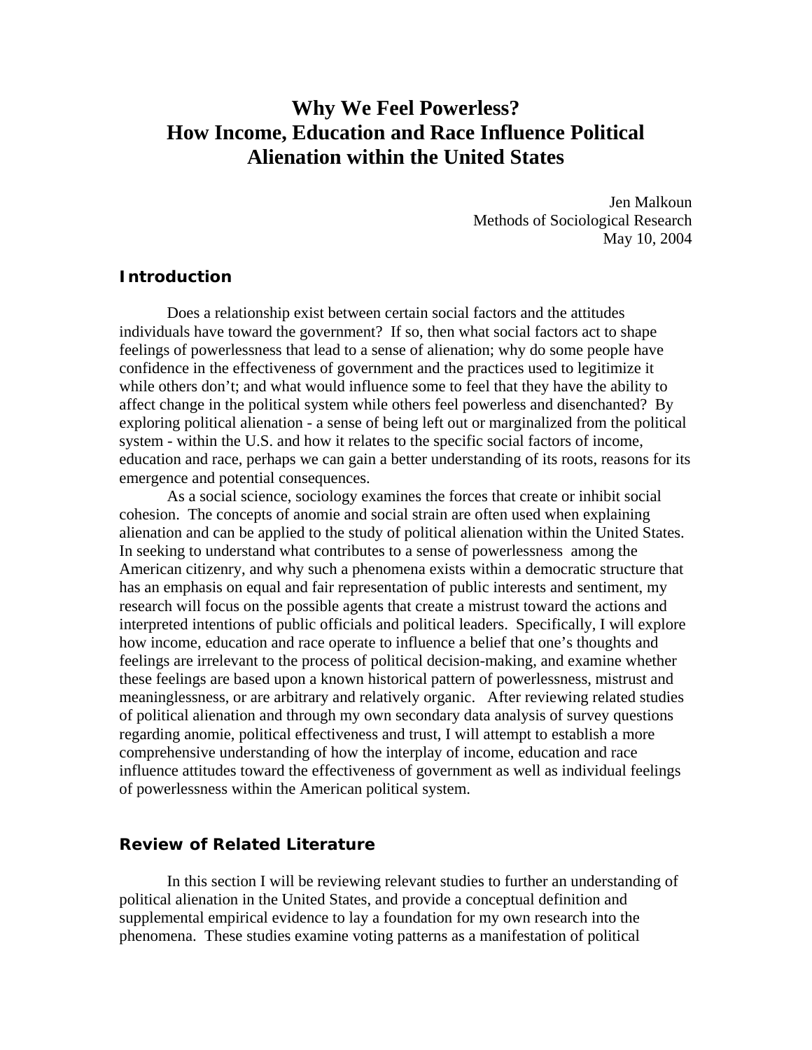# Why We Feel Powerless?
# How Income, Education and Race Influence Political Alienation within the United States

Jen Malkoun
Methods of Sociological Research
May 10, 2004

## Introduction

Does a relationship exist between certain social factors and the attitudes individuals have toward the government? If so, then what social factors act to shape feelings of powerlessness that lead to a sense of alienation; why do some people have confidence in the effectiveness of government and the practices used to legitimize it while others don't; and what would influence some to feel that they have the ability to affect change in the political system while others feel powerless and disenchanted? By exploring political alienation - a sense of being left out or marginalized from the political system - within the U.S. and how it relates to the specific social factors of income, education and race, perhaps we can gain a better understanding of its roots, reasons for its emergence and potential consequences.

As a social science, sociology examines the forces that create or inhibit social cohesion. The concepts of anomie and social strain are often used when explaining alienation and can be applied to the study of political alienation within the United States. In seeking to understand what contributes to a sense of powerlessness among the American citizenry, and why such a phenomena exists within a democratic structure that has an emphasis on equal and fair representation of public interests and sentiment, my research will focus on the possible agents that create a mistrust toward the actions and interpreted intentions of public officials and political leaders. Specifically, I will explore how income, education and race operate to influence a belief that one's thoughts and feelings are irrelevant to the process of political decision-making, and examine whether these feelings are based upon a known historical pattern of powerlessness, mistrust and meaninglessness, or are arbitrary and relatively organic. After reviewing related studies of political alienation and through my own secondary data analysis of survey questions regarding anomie, political effectiveness and trust, I will attempt to establish a more comprehensive understanding of how the interplay of income, education and race influence attitudes toward the effectiveness of government as well as individual feelings of powerlessness within the American political system.

## Review of Related Literature

In this section I will be reviewing relevant studies to further an understanding of political alienation in the United States, and provide a conceptual definition and supplemental empirical evidence to lay a foundation for my own research into the phenomena. These studies examine voting patterns as a manifestation of political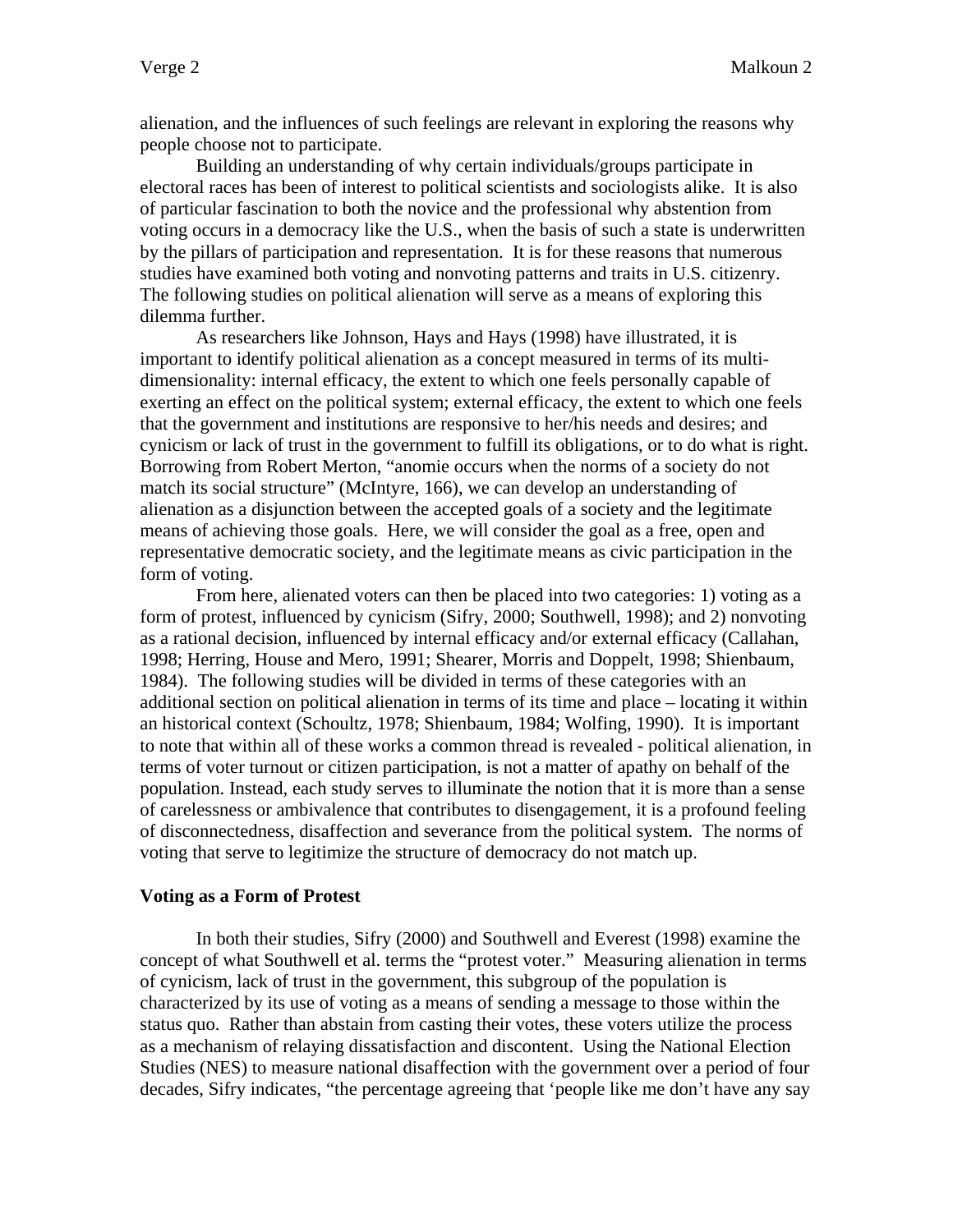alienation, and the influences of such feelings are relevant in exploring the reasons why people choose not to participate.

Building an understanding of why certain individuals/groups participate in electoral races has been of interest to political scientists and sociologists alike. It is also of particular fascination to both the novice and the professional why abstention from voting occurs in a democracy like the U.S., when the basis of such a state is underwritten by the pillars of participation and representation. It is for these reasons that numerous studies have examined both voting and nonvoting patterns and traits in U.S. citizenry. The following studies on political alienation will serve as a means of exploring this dilemma further.

As researchers like Johnson, Hays and Hays (1998) have illustrated, it is important to identify political alienation as a concept measured in terms of its multi-dimensionality: internal efficacy, the extent to which one feels personally capable of exerting an effect on the political system; external efficacy, the extent to which one feels that the government and institutions are responsive to her/his needs and desires; and cynicism or lack of trust in the government to fulfill its obligations, or to do what is right. Borrowing from Robert Merton, "anomie occurs when the norms of a society do not match its social structure" (McIntyre, 166), we can develop an understanding of alienation as a disjunction between the accepted goals of a society and the legitimate means of achieving those goals. Here, we will consider the goal as a free, open and representative democratic society, and the legitimate means as civic participation in the form of voting.

From here, alienated voters can then be placed into two categories: 1) voting as a form of protest, influenced by cynicism (Sifry, 2000; Southwell, 1998); and 2) nonvoting as a rational decision, influenced by internal efficacy and/or external efficacy (Callahan, 1998; Herring, House and Mero, 1991; Shearer, Morris and Doppelt, 1998; Shienbaum, 1984). The following studies will be divided in terms of these categories with an additional section on political alienation in terms of its time and place – locating it within an historical context (Schoultz, 1978; Shienbaum, 1984; Wolfing, 1990). It is important to note that within all of these works a common thread is revealed - political alienation, in terms of voter turnout or citizen participation, is not a matter of apathy on behalf of the population. Instead, each study serves to illuminate the notion that it is more than a sense of carelessness or ambivalence that contributes to disengagement, it is a profound feeling of disconnectedness, disaffection and severance from the political system. The norms of voting that serve to legitimize the structure of democracy do not match up.

**Voting as a Form of Protest**

In both their studies, Sifry (2000) and Southwell and Everest (1998) examine the concept of what Southwell et al. terms the "protest voter." Measuring alienation in terms of cynicism, lack of trust in the government, this subgroup of the population is characterized by its use of voting as a means of sending a message to those within the status quo. Rather than abstain from casting their votes, these voters utilize the process as a mechanism of relaying dissatisfaction and discontent. Using the National Election Studies (NES) to measure national disaffection with the government over a period of four decades, Sifry indicates, "the percentage agreeing that 'people like me don't have any say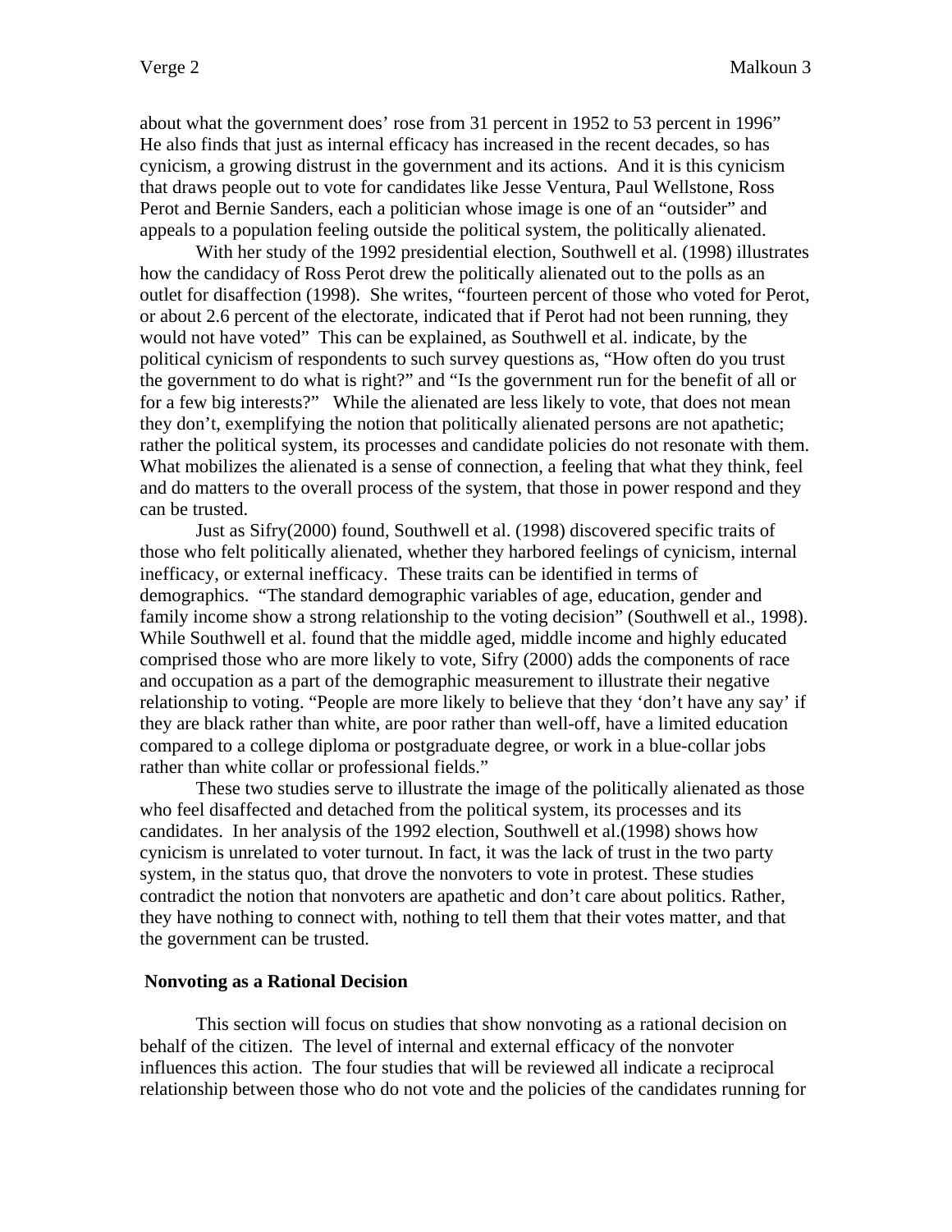about what the government does' rose from 31 percent in 1952 to 53 percent in 1996" He also finds that just as internal efficacy has increased in the recent decades, so has cynicism, a growing distrust in the government and its actions. And it is this cynicism that draws people out to vote for candidates like Jesse Ventura, Paul Wellstone, Ross Perot and Bernie Sanders, each a politician whose image is one of an "outsider" and appeals to a population feeling outside the political system, the politically alienated.

With her study of the 1992 presidential election, Southwell et al. (1998) illustrates how the candidacy of Ross Perot drew the politically alienated out to the polls as an outlet for disaffection (1998). She writes, "fourteen percent of those who voted for Perot, or about 2.6 percent of the electorate, indicated that if Perot had not been running, they would not have voted" This can be explained, as Southwell et al. indicate, by the political cynicism of respondents to such survey questions as, "How often do you trust the government to do what is right?" and "Is the government run for the benefit of all or for a few big interests?" While the alienated are less likely to vote, that does not mean they don't, exemplifying the notion that politically alienated persons are not apathetic; rather the political system, its processes and candidate policies do not resonate with them. What mobilizes the alienated is a sense of connection, a feeling that what they think, feel and do matters to the overall process of the system, that those in power respond and they can be trusted.

Just as Sifry(2000) found, Southwell et al. (1998) discovered specific traits of those who felt politically alienated, whether they harbored feelings of cynicism, internal inefficacy, or external inefficacy. These traits can be identified in terms of demographics. "The standard demographic variables of age, education, gender and family income show a strong relationship to the voting decision" (Southwell et al., 1998). While Southwell et al. found that the middle aged, middle income and highly educated comprised those who are more likely to vote, Sifry (2000) adds the components of race and occupation as a part of the demographic measurement to illustrate their negative relationship to voting. "People are more likely to believe that they 'don't have any say' if they are black rather than white, are poor rather than well-off, have a limited education compared to a college diploma or postgraduate degree, or work in a blue-collar jobs rather than white collar or professional fields."

These two studies serve to illustrate the image of the politically alienated as those who feel disaffected and detached from the political system, its processes and its candidates. In her analysis of the 1992 election, Southwell et al.(1998) shows how cynicism is unrelated to voter turnout. In fact, it was the lack of trust in the two party system, in the status quo, that drove the nonvoters to vote in protest. These studies contradict the notion that nonvoters are apathetic and don't care about politics. Rather, they have nothing to connect with, nothing to tell them that their votes matter, and that the government can be trusted.

**Nonvoting as a Rational Decision**

This section will focus on studies that show nonvoting as a rational decision on behalf of the citizen. The level of internal and external efficacy of the nonvoter influences this action. The four studies that will be reviewed all indicate a reciprocal relationship between those who do not vote and the policies of the candidates running for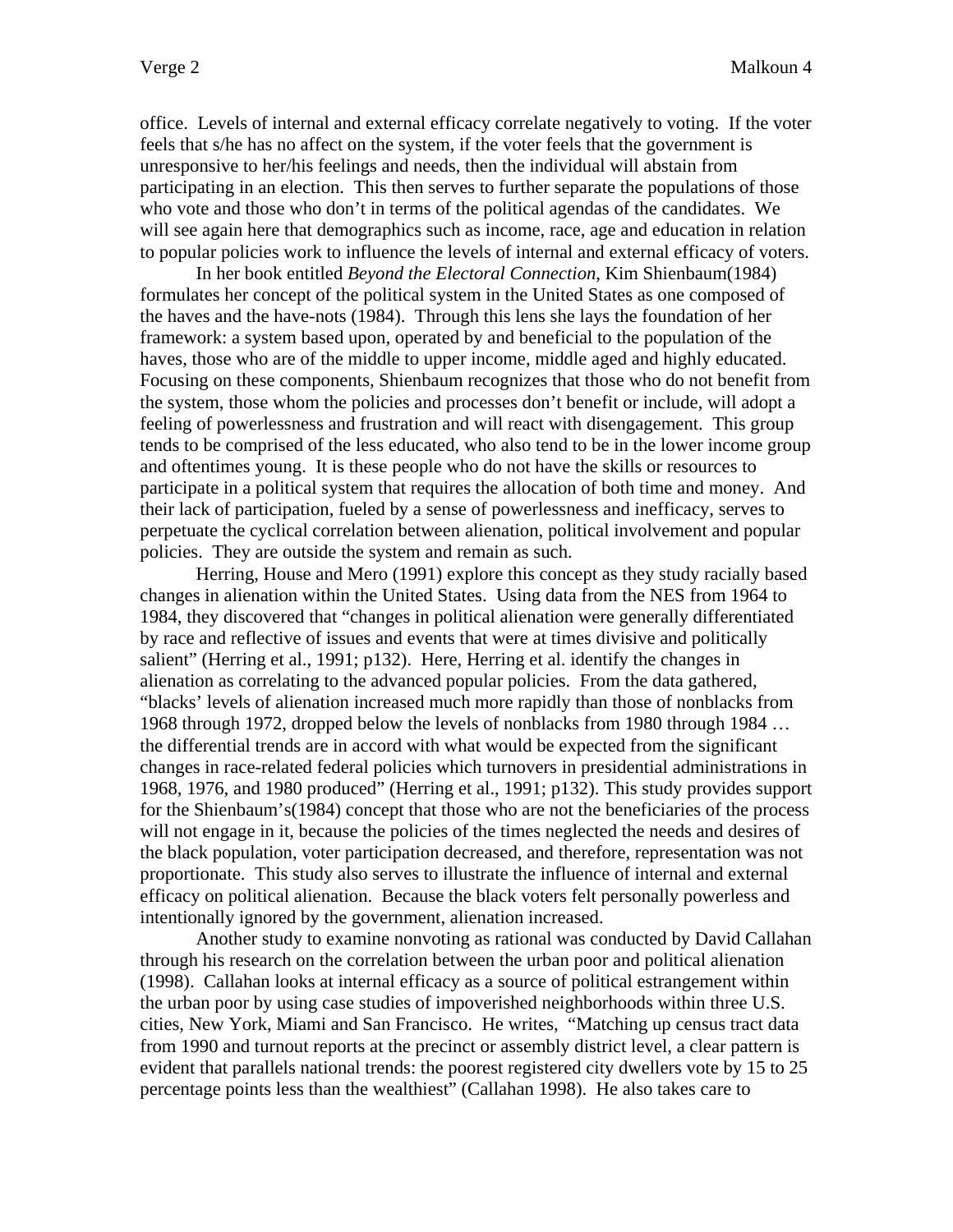office. Levels of internal and external efficacy correlate negatively to voting. If the voter feels that s/he has no affect on the system, if the voter feels that the government is unresponsive to her/his feelings and needs, then the individual will abstain from participating in an election. This then serves to further separate the populations of those who vote and those who don't in terms of the political agendas of the candidates. We will see again here that demographics such as income, race, age and education in relation to popular policies work to influence the levels of internal and external efficacy of voters.

In her book entitled *Beyond the Electoral Connection*, Kim Shienbaum(1984) formulates her concept of the political system in the United States as one composed of the haves and the have-nots (1984). Through this lens she lays the foundation of her framework: a system based upon, operated by and beneficial to the population of the haves, those who are of the middle to upper income, middle aged and highly educated. Focusing on these components, Shienbaum recognizes that those who do not benefit from the system, those whom the policies and processes don't benefit or include, will adopt a feeling of powerlessness and frustration and will react with disengagement. This group tends to be comprised of the less educated, who also tend to be in the lower income group and oftentimes young. It is these people who do not have the skills or resources to participate in a political system that requires the allocation of both time and money. And their lack of participation, fueled by a sense of powerlessness and inefficacy, serves to perpetuate the cyclical correlation between alienation, political involvement and popular policies. They are outside the system and remain as such.

Herring, House and Mero (1991) explore this concept as they study racially based changes in alienation within the United States. Using data from the NES from 1964 to 1984, they discovered that "changes in political alienation were generally differentiated by race and reflective of issues and events that were at times divisive and politically salient" (Herring et al., 1991; p132). Here, Herring et al. identify the changes in alienation as correlating to the advanced popular policies. From the data gathered, "blacks' levels of alienation increased much more rapidly than those of nonblacks from 1968 through 1972, dropped below the levels of nonblacks from 1980 through 1984 … the differential trends are in accord with what would be expected from the significant changes in race-related federal policies which turnovers in presidential administrations in 1968, 1976, and 1980 produced" (Herring et al., 1991; p132). This study provides support for the Shienbaum's(1984) concept that those who are not the beneficiaries of the process will not engage in it, because the policies of the times neglected the needs and desires of the black population, voter participation decreased, and therefore, representation was not proportionate. This study also serves to illustrate the influence of internal and external efficacy on political alienation. Because the black voters felt personally powerless and intentionally ignored by the government, alienation increased.

Another study to examine nonvoting as rational was conducted by David Callahan through his research on the correlation between the urban poor and political alienation (1998). Callahan looks at internal efficacy as a source of political estrangement within the urban poor by using case studies of impoverished neighborhoods within three U.S. cities, New York, Miami and San Francisco. He writes, "Matching up census tract data from 1990 and turnout reports at the precinct or assembly district level, a clear pattern is evident that parallels national trends: the poorest registered city dwellers vote by 15 to 25 percentage points less than the wealthiest" (Callahan 1998). He also takes care to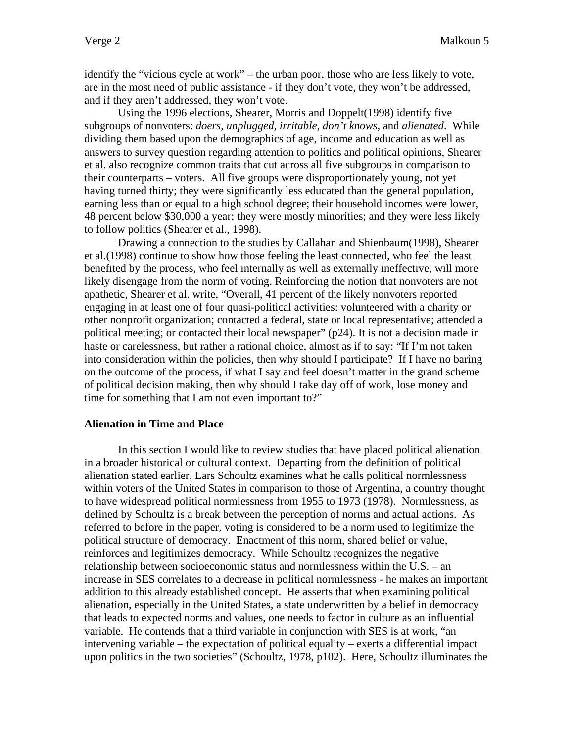identify the "vicious cycle at work" – the urban poor, those who are less likely to vote, are in the most need of public assistance - if they don't vote, they won't be addressed, and if they aren't addressed, they won't vote.

Using the 1996 elections, Shearer, Morris and Doppelt(1998) identify five subgroups of nonvoters: *doers, unplugged, irritable, don't knows*, and *alienated*. While dividing them based upon the demographics of age, income and education as well as answers to survey question regarding attention to politics and political opinions, Shearer et al. also recognize common traits that cut across all five subgroups in comparison to their counterparts – voters. All five groups were disproportionately young, not yet having turned thirty; they were significantly less educated than the general population, earning less than or equal to a high school degree; their household incomes were lower, 48 percent below $30,000 a year; they were mostly minorities; and they were less likely to follow politics (Shearer et al., 1998).

Drawing a connection to the studies by Callahan and Shienbaum(1998), Shearer et al.(1998) continue to show how those feeling the least connected, who feel the least benefited by the process, who feel internally as well as externally ineffective, will more likely disengage from the norm of voting. Reinforcing the notion that nonvoters are not apathetic, Shearer et al. write, "Overall, 41 percent of the likely nonvoters reported engaging in at least one of four quasi-political activities: volunteered with a charity or other nonprofit organization; contacted a federal, state or local representative; attended a political meeting; or contacted their local newspaper" (p24). It is not a decision made in haste or carelessness, but rather a rational choice, almost as if to say: "If I'm not taken into consideration within the policies, then why should I participate? If I have no baring on the outcome of the process, if what I say and feel doesn't matter in the grand scheme of political decision making, then why should I take day off of work, lose money and time for something that I am not even important to?"

## Alienation in Time and Place

In this section I would like to review studies that have placed political alienation in a broader historical or cultural context. Departing from the definition of political alienation stated earlier, Lars Schoultz examines what he calls political normlessness within voters of the United States in comparison to those of Argentina, a country thought to have widespread political normlessness from 1955 to 1973 (1978). Normlessness, as defined by Schoultz is a break between the perception of norms and actual actions. As referred to before in the paper, voting is considered to be a norm used to legitimize the political structure of democracy. Enactment of this norm, shared belief or value, reinforces and legitimizes democracy. While Schoultz recognizes the negative relationship between socioeconomic status and normlessness within the U.S. – an increase in SES correlates to a decrease in political normlessness - he makes an important addition to this already established concept. He asserts that when examining political alienation, especially in the United States, a state underwritten by a belief in democracy that leads to expected norms and values, one needs to factor in culture as an influential variable. He contends that a third variable in conjunction with SES is at work, "an intervening variable – the expectation of political equality – exerts a differential impact upon politics in the two societies" (Schoultz, 1978, p102). Here, Schoultz illuminates the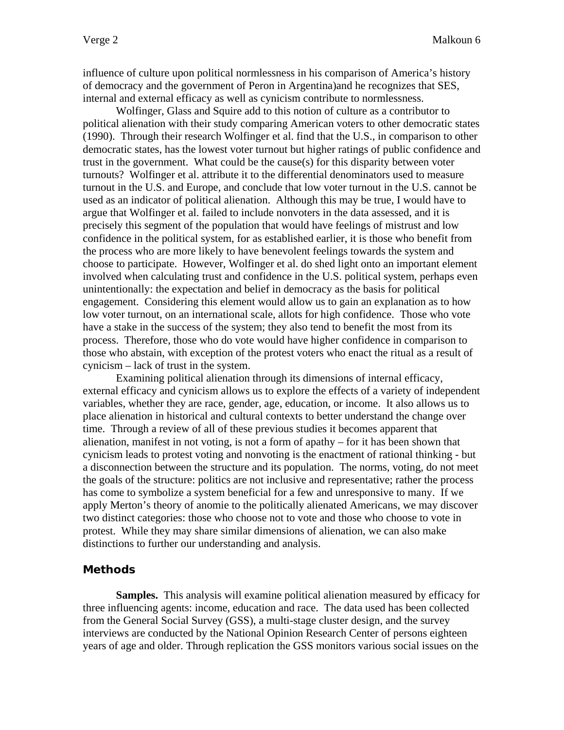influence of culture upon political normlessness in his comparison of America's history of democracy and the government of Peron in Argentina)and he recognizes that SES, internal and external efficacy as well as cynicism contribute to normlessness.

Wolfinger, Glass and Squire add to this notion of culture as a contributor to political alienation with their study comparing American voters to other democratic states (1990). Through their research Wolfinger et al. find that the U.S., in comparison to other democratic states, has the lowest voter turnout but higher ratings of public confidence and trust in the government. What could be the cause(s) for this disparity between voter turnouts? Wolfinger et al. attribute it to the differential denominators used to measure turnout in the U.S. and Europe, and conclude that low voter turnout in the U.S. cannot be used as an indicator of political alienation. Although this may be true, I would have to argue that Wolfinger et al. failed to include nonvoters in the data assessed, and it is precisely this segment of the population that would have feelings of mistrust and low confidence in the political system, for as established earlier, it is those who benefit from the process who are more likely to have benevolent feelings towards the system and choose to participate. However, Wolfinger et al. do shed light onto an important element involved when calculating trust and confidence in the U.S. political system, perhaps even unintentionally: the expectation and belief in democracy as the basis for political engagement. Considering this element would allow us to gain an explanation as to how low voter turnout, on an international scale, allots for high confidence. Those who vote have a stake in the success of the system; they also tend to benefit the most from its process. Therefore, those who do vote would have higher confidence in comparison to those who abstain, with exception of the protest voters who enact the ritual as a result of cynicism – lack of trust in the system.

Examining political alienation through its dimensions of internal efficacy, external efficacy and cynicism allows us to explore the effects of a variety of independent variables, whether they are race, gender, age, education, or income. It also allows us to place alienation in historical and cultural contexts to better understand the change over time. Through a review of all of these previous studies it becomes apparent that alienation, manifest in not voting, is not a form of apathy – for it has been shown that cynicism leads to protest voting and nonvoting is the enactment of rational thinking - but a disconnection between the structure and its population. The norms, voting, do not meet the goals of the structure: politics are not inclusive and representative; rather the process has come to symbolize a system beneficial for a few and unresponsive to many. If we apply Merton's theory of anomie to the politically alienated Americans, we may discover two distinct categories: those who choose not to vote and those who choose to vote in protest. While they may share similar dimensions of alienation, we can also make distinctions to further our understanding and analysis.

## Methods

**Samples.** This analysis will examine political alienation measured by efficacy for three influencing agents: income, education and race. The data used has been collected from the General Social Survey (GSS), a multi-stage cluster design, and the survey interviews are conducted by the National Opinion Research Center of persons eighteen years of age and older. Through replication the GSS monitors various social issues on the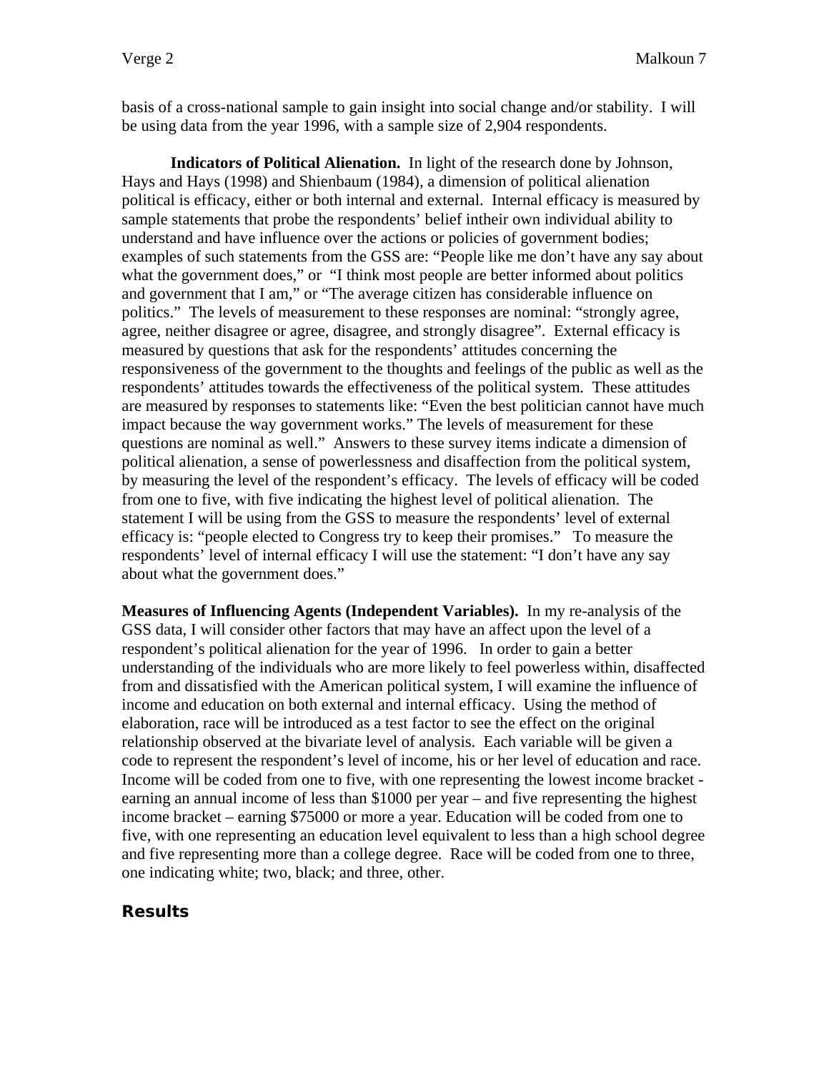basis of a cross-national sample to gain insight into social change and/or stability. I will be using data from the year 1996, with a sample size of 2,904 respondents.

**Indicators of Political Alienation.** In light of the research done by Johnson, Hays and Hays (1998) and Shienbaum (1984), a dimension of political alienation political is efficacy, either or both internal and external. Internal efficacy is measured by sample statements that probe the respondents' belief intheir own individual ability to understand and have influence over the actions or policies of government bodies; examples of such statements from the GSS are: "People like me don't have any say about what the government does," or "I think most people are better informed about politics and government that I am," or "The average citizen has considerable influence on politics." The levels of measurement to these responses are nominal: "strongly agree, agree, neither disagree or agree, disagree, and strongly disagree". External efficacy is measured by questions that ask for the respondents' attitudes concerning the responsiveness of the government to the thoughts and feelings of the public as well as the respondents' attitudes towards the effectiveness of the political system. These attitudes are measured by responses to statements like: "Even the best politician cannot have much impact because the way government works." The levels of measurement for these questions are nominal as well." Answers to these survey items indicate a dimension of political alienation, a sense of powerlessness and disaffection from the political system, by measuring the level of the respondent's efficacy. The levels of efficacy will be coded from one to five, with five indicating the highest level of political alienation. The statement I will be using from the GSS to measure the respondents' level of external efficacy is: "people elected to Congress try to keep their promises." To measure the respondents' level of internal efficacy I will use the statement: "I don't have any say about what the government does."

**Measures of Influencing Agents (Independent Variables).** In my re-analysis of the GSS data, I will consider other factors that may have an affect upon the level of a respondent's political alienation for the year of 1996. In order to gain a better understanding of the individuals who are more likely to feel powerless within, disaffected from and dissatisfied with the American political system, I will examine the influence of income and education on both external and internal efficacy. Using the method of elaboration, race will be introduced as a test factor to see the effect on the original relationship observed at the bivariate level of analysis. Each variable will be given a code to represent the respondent's level of income, his or her level of education and race. Income will be coded from one to five, with one representing the lowest income bracket - earning an annual income of less than $1000 per year – and five representing the highest income bracket – earning $75000 or more a year. Education will be coded from one to five, with one representing an education level equivalent to less than a high school degree and five representing more than a college degree. Race will be coded from one to three, one indicating white; two, black; and three, other.

## Results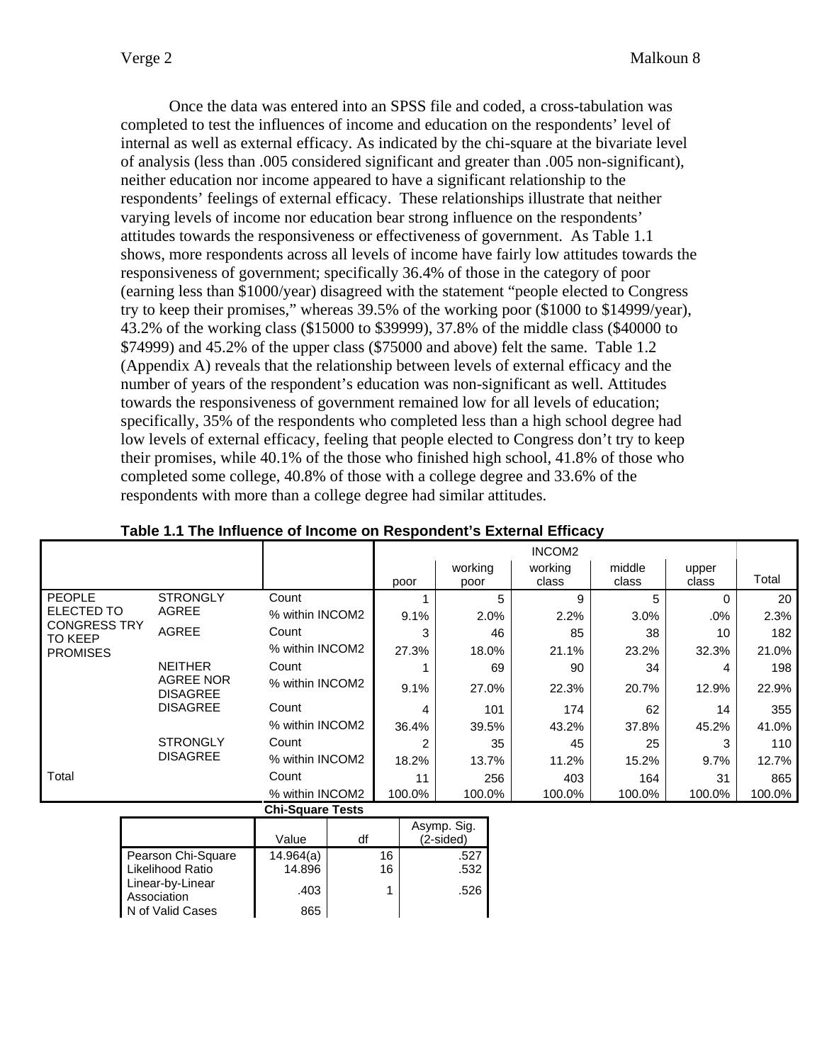Once the data was entered into an SPSS file and coded, a cross-tabulation was completed to test the influences of income and education on the respondents' level of internal as well as external efficacy. As indicated by the chi-square at the bivariate level of analysis (less than .005 considered significant and greater than .005 non-significant), neither education nor income appeared to have a significant relationship to the respondents' feelings of external efficacy. These relationships illustrate that neither varying levels of income nor education bear strong influence on the respondents' attitudes towards the responsiveness or effectiveness of government. As Table 1.1 shows, more respondents across all levels of income have fairly low attitudes towards the responsiveness of government; specifically 36.4% of those in the category of poor (earning less than $1000/year) disagreed with the statement "people elected to Congress try to keep their promises," whereas 39.5% of the working poor ($1000 to $14999/year), 43.2% of the working class ($15000 to $39999), 37.8% of the middle class ($40000 to $74999) and 45.2% of the upper class ($75000 and above) felt the same. Table 1.2 (Appendix A) reveals that the relationship between levels of external efficacy and the number of years of the respondent's education was non-significant as well. Attitudes towards the responsiveness of government remained low for all levels of education; specifically, 35% of the respondents who completed less than a high school degree had low levels of external efficacy, feeling that people elected to Congress don't try to keep their promises, while 40.1% of the those who finished high school, 41.8% of those who completed some college, 40.8% of those with a college degree and 33.6% of the respondents with more than a college degree had similar attitudes.

**Table 1.1 The Influence of Income on Respondent's External Efficacy**

| | | | INCOM2 | | | | | |
|---|---|---|---|---|---|---|---|---|
| | | | poor | working poor | working class | middle class | upper class | Total |
| PEOPLE ELECTED TO CONGRESS TRY TO KEEP PROMISES | STRONGLY AGREE | Count | 1 | 5 | 9 | 5 | 0 | 20 |
| | | % within INCOM2 | 9.1% | 2.0% | 2.2% | 3.0% | .0% | 2.3% |
| | AGREE | Count | 3 | 46 | 85 | 38 | 10 | 182 |
| | | % within INCOM2 | 27.3% | 18.0% | 21.1% | 23.2% | 32.3% | 21.0% |
| | NEITHER AGREE NOR DISAGREE | Count | 1 | 69 | 90 | 34 | 4 | 198 |
| | | % within INCOM2 | 9.1% | 27.0% | 22.3% | 20.7% | 12.9% | 22.9% |
| | DISAGREE | Count | 4 | 101 | 174 | 62 | 14 | 355 |
| | | % within INCOM2 | 36.4% | 39.5% | 43.2% | 37.8% | 45.2% | 41.0% |
| | STRONGLY DISAGREE | Count | 2 | 35 | 45 | 25 | 3 | 110 |
| | | % within INCOM2 | 18.2% | 13.7% | 11.2% | 15.2% | 9.7% | 12.7% |
| Total | | Count | 11 | 256 | 403 | 164 | 31 | 865 |
| | | % within INCOM2 | 100.0% | 100.0% | 100.0% | 100.0% | 100.0% | 100.0% |

**Chi-Square Tests**

| | Value | df | Asymp. Sig. (2-sided) |
|---|---|---|---|
| Pearson Chi-Square | 14.964(a) | 16 | .527 |
| Likelihood Ratio | 14.896 | 16 | .532 |
| Linear-by-Linear Association | .403 | 1 | .526 |
| N of Valid Cases | 865 | | |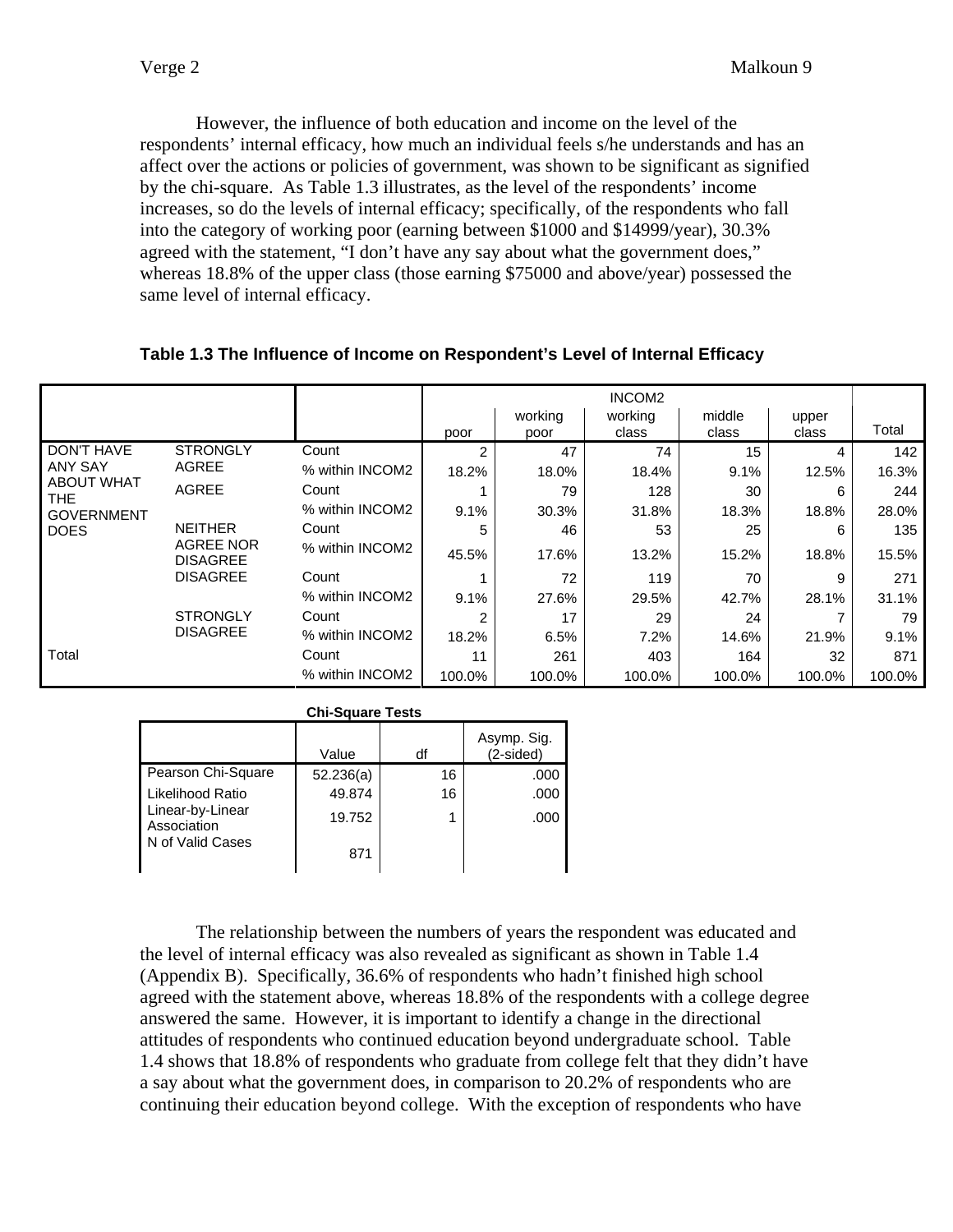However, the influence of both education and income on the level of the respondents' internal efficacy, how much an individual feels s/he understands and has an affect over the actions or policies of government, was shown to be significant as signified by the chi-square. As Table 1.3 illustrates, as the level of the respondents' income increases, so do the levels of internal efficacy; specifically, of the respondents who fall into the category of working poor (earning between $1000 and $14999/year), 30.3% agreed with the statement, "I don't have any say about what the government does," whereas 18.8% of the upper class (those earning $75000 and above/year) possessed the same level of internal efficacy.

**Table 1.3 The Influence of Income on Respondent's Level of Internal Efficacy**

| | | | INCOM2 | | | | | |
|---|---|---|---|---|---|---|---|---|
| | | | poor | working poor | working class | middle class | upper class | Total |
| DON'T HAVE ANY SAY ABOUT WHAT THE GOVERNMENT DOES | STRONGLY AGREE | Count | 2 | 47 | 74 | 15 | 4 | 142 |
| | | % within INCOM2 | 18.2% | 18.0% | 18.4% | 9.1% | 12.5% | 16.3% |
| | AGREE | Count | 1 | 79 | 128 | 30 | 6 | 244 |
| | | % within INCOM2 | 9.1% | 30.3% | 31.8% | 18.3% | 18.8% | 28.0% |
| | NEITHER AGREE NOR DISAGREE | Count | 5 | 46 | 53 | 25 | 6 | 135 |
| | | % within INCOM2 | 45.5% | 17.6% | 13.2% | 15.2% | 18.8% | 15.5% |
| | DISAGREE | Count | 1 | 72 | 119 | 70 | 9 | 271 |
| | | % within INCOM2 | 9.1% | 27.6% | 29.5% | 42.7% | 28.1% | 31.1% |
| | STRONGLY DISAGREE | Count | 2 | 17 | 29 | 24 | 7 | 79 |
| | | % within INCOM2 | 18.2% | 6.5% | 7.2% | 14.6% | 21.9% | 9.1% |
| Total | | Count | 11 | 261 | 403 | 164 | 32 | 871 |
| | | % within INCOM2 | 100.0% | 100.0% | 100.0% | 100.0% | 100.0% | 100.0% |

**Chi-Square Tests**

| | Value | df | Asymp. Sig. (2-sided) |
|---|---|---|---|
| Pearson Chi-Square | 52.236(a) | 16 | .000 |
| Likelihood Ratio | 49.874 | 16 | .000 |
| Linear-by-Linear Association | 19.752 | 1 | .000 |
| N of Valid Cases | 871 | | |

The relationship between the numbers of years the respondent was educated and the level of internal efficacy was also revealed as significant as shown in Table 1.4 (Appendix B). Specifically, 36.6% of respondents who hadn't finished high school agreed with the statement above, whereas 18.8% of the respondents with a college degree answered the same. However, it is important to identify a change in the directional attitudes of respondents who continued education beyond undergraduate school. Table 1.4 shows that 18.8% of respondents who graduate from college felt that they didn't have a say about what the government does, in comparison to 20.2% of respondents who are continuing their education beyond college. With the exception of respondents who have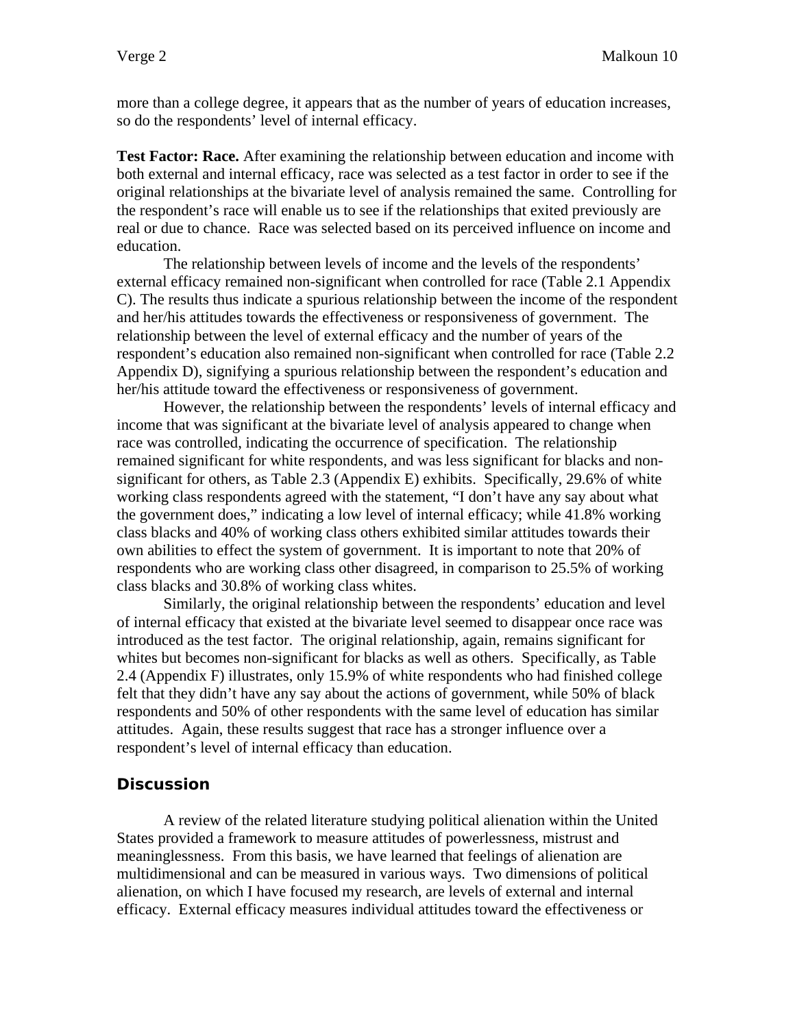more than a college degree, it appears that as the number of years of education increases, so do the respondents' level of internal efficacy.

**Test Factor: Race.** After examining the relationship between education and income with both external and internal efficacy, race was selected as a test factor in order to see if the original relationships at the bivariate level of analysis remained the same. Controlling for the respondent's race will enable us to see if the relationships that exited previously are real or due to chance. Race was selected based on its perceived influence on income and education.

The relationship between levels of income and the levels of the respondents' external efficacy remained non-significant when controlled for race (Table 2.1 Appendix C). The results thus indicate a spurious relationship between the income of the respondent and her/his attitudes towards the effectiveness or responsiveness of government. The relationship between the level of external efficacy and the number of years of the respondent's education also remained non-significant when controlled for race (Table 2.2 Appendix D), signifying a spurious relationship between the respondent's education and her/his attitude toward the effectiveness or responsiveness of government.

However, the relationship between the respondents' levels of internal efficacy and income that was significant at the bivariate level of analysis appeared to change when race was controlled, indicating the occurrence of specification. The relationship remained significant for white respondents, and was less significant for blacks and non-significant for others, as Table 2.3 (Appendix E) exhibits. Specifically, 29.6% of white working class respondents agreed with the statement, "I don't have any say about what the government does," indicating a low level of internal efficacy; while 41.8% working class blacks and 40% of working class others exhibited similar attitudes towards their own abilities to effect the system of government. It is important to note that 20% of respondents who are working class other disagreed, in comparison to 25.5% of working class blacks and 30.8% of working class whites.

Similarly, the original relationship between the respondents' education and level of internal efficacy that existed at the bivariate level seemed to disappear once race was introduced as the test factor. The original relationship, again, remains significant for whites but becomes non-significant for blacks as well as others. Specifically, as Table 2.4 (Appendix F) illustrates, only 15.9% of white respondents who had finished college felt that they didn't have any say about the actions of government, while 50% of black respondents and 50% of other respondents with the same level of education has similar attitudes. Again, these results suggest that race has a stronger influence over a respondent's level of internal efficacy than education.

## Discussion

A review of the related literature studying political alienation within the United States provided a framework to measure attitudes of powerlessness, mistrust and meaninglessness. From this basis, we have learned that feelings of alienation are multidimensional and can be measured in various ways. Two dimensions of political alienation, on which I have focused my research, are levels of external and internal efficacy. External efficacy measures individual attitudes toward the effectiveness or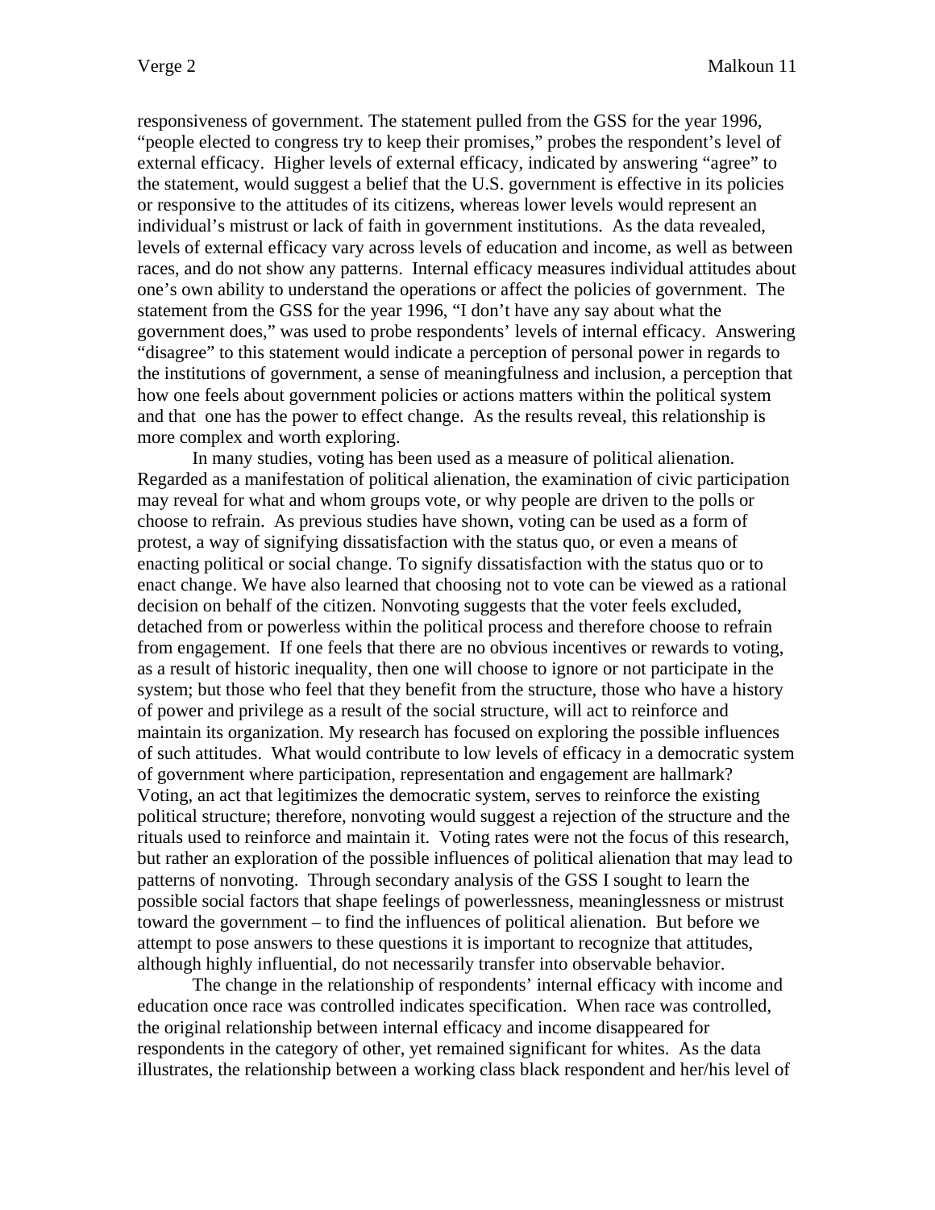responsiveness of government. The statement pulled from the GSS for the year 1996, “people elected to congress try to keep their promises,” probes the respondent’s level of external efficacy. Higher levels of external efficacy, indicated by answering “agree” to the statement, would suggest a belief that the U.S. government is effective in its policies or responsive to the attitudes of its citizens, whereas lower levels would represent an individual’s mistrust or lack of faith in government institutions. As the data revealed, levels of external efficacy vary across levels of education and income, as well as between races, and do not show any patterns. Internal efficacy measures individual attitudes about one’s own ability to understand the operations or affect the policies of government. The statement from the GSS for the year 1996, “I don’t have any say about what the government does,” was used to probe respondents’ levels of internal efficacy. Answering “disagree” to this statement would indicate a perception of personal power in regards to the institutions of government, a sense of meaningfulness and inclusion, a perception that how one feels about government policies or actions matters within the political system and that one has the power to effect change. As the results reveal, this relationship is more complex and worth exploring.

In many studies, voting has been used as a measure of political alienation. Regarded as a manifestation of political alienation, the examination of civic participation may reveal for what and whom groups vote, or why people are driven to the polls or choose to refrain. As previous studies have shown, voting can be used as a form of protest, a way of signifying dissatisfaction with the status quo, or even a means of enacting political or social change. To signify dissatisfaction with the status quo or to enact change. We have also learned that choosing not to vote can be viewed as a rational decision on behalf of the citizen. Nonvoting suggests that the voter feels excluded, detached from or powerless within the political process and therefore choose to refrain from engagement. If one feels that there are no obvious incentives or rewards to voting, as a result of historic inequality, then one will choose to ignore or not participate in the system; but those who feel that they benefit from the structure, those who have a history of power and privilege as a result of the social structure, will act to reinforce and maintain its organization. My research has focused on exploring the possible influences of such attitudes. What would contribute to low levels of efficacy in a democratic system of government where participation, representation and engagement are hallmark? Voting, an act that legitimizes the democratic system, serves to reinforce the existing political structure; therefore, nonvoting would suggest a rejection of the structure and the rituals used to reinforce and maintain it. Voting rates were not the focus of this research, but rather an exploration of the possible influences of political alienation that may lead to patterns of nonvoting. Through secondary analysis of the GSS I sought to learn the possible social factors that shape feelings of powerlessness, meaninglessness or mistrust toward the government – to find the influences of political alienation. But before we attempt to pose answers to these questions it is important to recognize that attitudes, although highly influential, do not necessarily transfer into observable behavior.

The change in the relationship of respondents’ internal efficacy with income and education once race was controlled indicates specification. When race was controlled, the original relationship between internal efficacy and income disappeared for respondents in the category of other, yet remained significant for whites. As the data illustrates, the relationship between a working class black respondent and her/his level of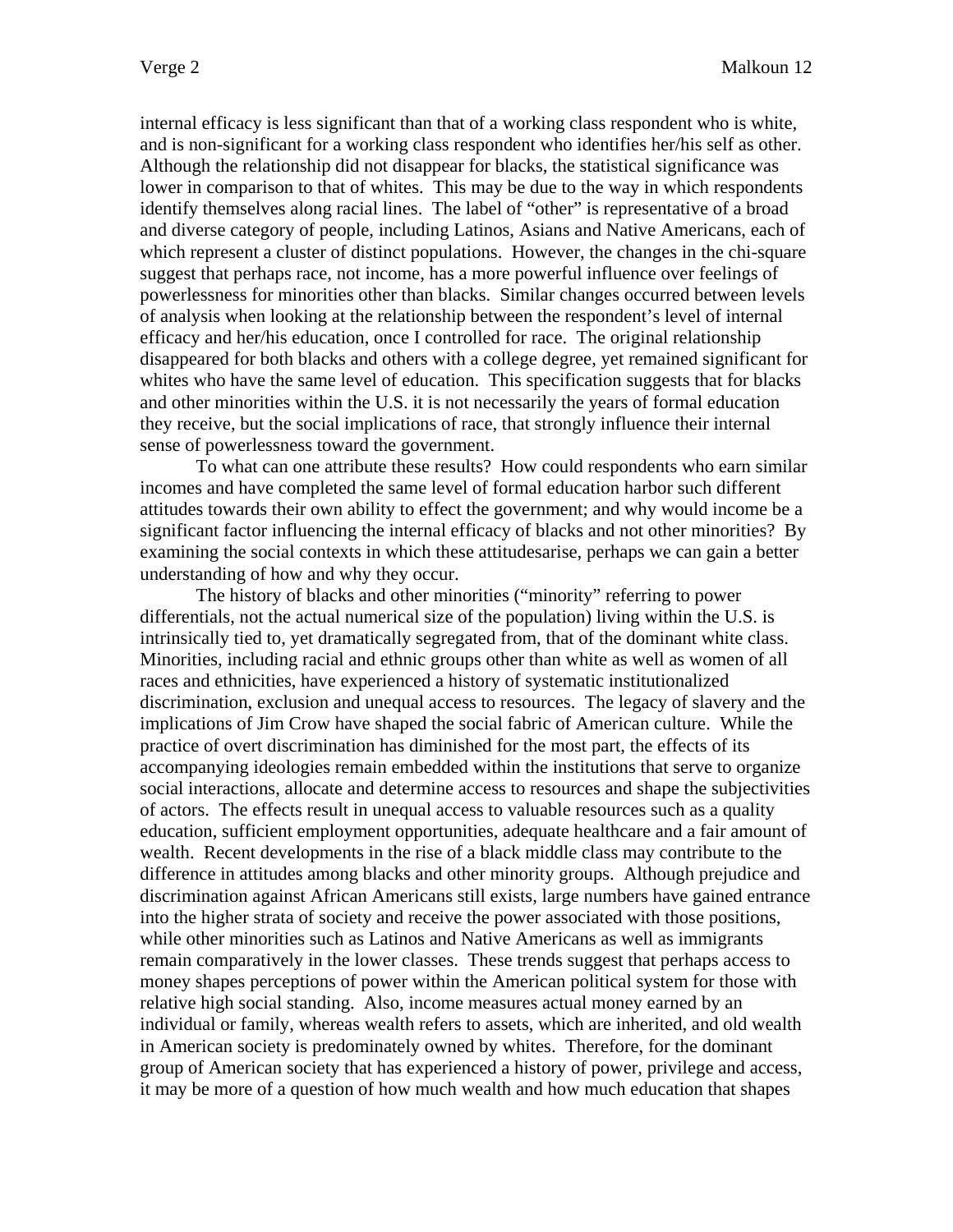internal efficacy is less significant than that of a working class respondent who is white, and is non-significant for a working class respondent who identifies her/his self as other. Although the relationship did not disappear for blacks, the statistical significance was lower in comparison to that of whites. This may be due to the way in which respondents identify themselves along racial lines. The label of "other" is representative of a broad and diverse category of people, including Latinos, Asians and Native Americans, each of which represent a cluster of distinct populations. However, the changes in the chi-square suggest that perhaps race, not income, has a more powerful influence over feelings of powerlessness for minorities other than blacks. Similar changes occurred between levels of analysis when looking at the relationship between the respondent's level of internal efficacy and her/his education, once I controlled for race. The original relationship disappeared for both blacks and others with a college degree, yet remained significant for whites who have the same level of education. This specification suggests that for blacks and other minorities within the U.S. it is not necessarily the years of formal education they receive, but the social implications of race, that strongly influence their internal sense of powerlessness toward the government.

To what can one attribute these results? How could respondents who earn similar incomes and have completed the same level of formal education harbor such different attitudes towards their own ability to effect the government; and why would income be a significant factor influencing the internal efficacy of blacks and not other minorities? By examining the social contexts in which these attitudesarise, perhaps we can gain a better understanding of how and why they occur.

The history of blacks and other minorities ("minority" referring to power differentials, not the actual numerical size of the population) living within the U.S. is intrinsically tied to, yet dramatically segregated from, that of the dominant white class. Minorities, including racial and ethnic groups other than white as well as women of all races and ethnicities, have experienced a history of systematic institutionalized discrimination, exclusion and unequal access to resources. The legacy of slavery and the implications of Jim Crow have shaped the social fabric of American culture. While the practice of overt discrimination has diminished for the most part, the effects of its accompanying ideologies remain embedded within the institutions that serve to organize social interactions, allocate and determine access to resources and shape the subjectivities of actors. The effects result in unequal access to valuable resources such as a quality education, sufficient employment opportunities, adequate healthcare and a fair amount of wealth. Recent developments in the rise of a black middle class may contribute to the difference in attitudes among blacks and other minority groups. Although prejudice and discrimination against African Americans still exists, large numbers have gained entrance into the higher strata of society and receive the power associated with those positions, while other minorities such as Latinos and Native Americans as well as immigrants remain comparatively in the lower classes. These trends suggest that perhaps access to money shapes perceptions of power within the American political system for those with relative high social standing. Also, income measures actual money earned by an individual or family, whereas wealth refers to assets, which are inherited, and old wealth in American society is predominately owned by whites. Therefore, for the dominant group of American society that has experienced a history of power, privilege and access, it may be more of a question of how much wealth and how much education that shapes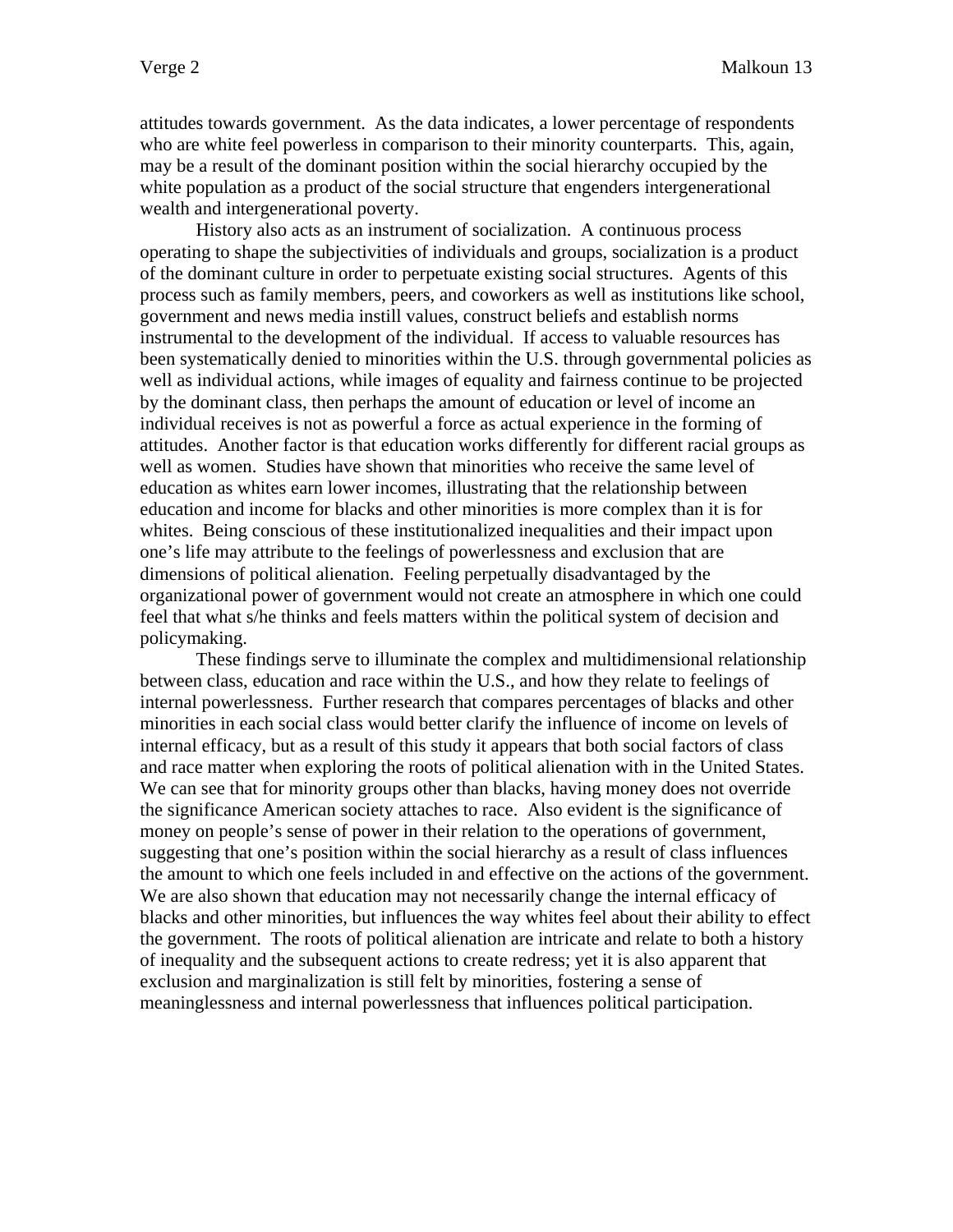attitudes towards government. As the data indicates, a lower percentage of respondents who are white feel powerless in comparison to their minority counterparts. This, again, may be a result of the dominant position within the social hierarchy occupied by the white population as a product of the social structure that engenders intergenerational wealth and intergenerational poverty.

History also acts as an instrument of socialization. A continuous process operating to shape the subjectivities of individuals and groups, socialization is a product of the dominant culture in order to perpetuate existing social structures. Agents of this process such as family members, peers, and coworkers as well as institutions like school, government and news media instill values, construct beliefs and establish norms instrumental to the development of the individual. If access to valuable resources has been systematically denied to minorities within the U.S. through governmental policies as well as individual actions, while images of equality and fairness continue to be projected by the dominant class, then perhaps the amount of education or level of income an individual receives is not as powerful a force as actual experience in the forming of attitudes. Another factor is that education works differently for different racial groups as well as women. Studies have shown that minorities who receive the same level of education as whites earn lower incomes, illustrating that the relationship between education and income for blacks and other minorities is more complex than it is for whites. Being conscious of these institutionalized inequalities and their impact upon one's life may attribute to the feelings of powerlessness and exclusion that are dimensions of political alienation. Feeling perpetually disadvantaged by the organizational power of government would not create an atmosphere in which one could feel that what s/he thinks and feels matters within the political system of decision and policymaking.

These findings serve to illuminate the complex and multidimensional relationship between class, education and race within the U.S., and how they relate to feelings of internal powerlessness. Further research that compares percentages of blacks and other minorities in each social class would better clarify the influence of income on levels of internal efficacy, but as a result of this study it appears that both social factors of class and race matter when exploring the roots of political alienation with in the United States. We can see that for minority groups other than blacks, having money does not override the significance American society attaches to race. Also evident is the significance of money on people's sense of power in their relation to the operations of government, suggesting that one's position within the social hierarchy as a result of class influences the amount to which one feels included in and effective on the actions of the government. We are also shown that education may not necessarily change the internal efficacy of blacks and other minorities, but influences the way whites feel about their ability to effect the government. The roots of political alienation are intricate and relate to both a history of inequality and the subsequent actions to create redress; yet it is also apparent that exclusion and marginalization is still felt by minorities, fostering a sense of meaninglessness and internal powerlessness that influences political participation.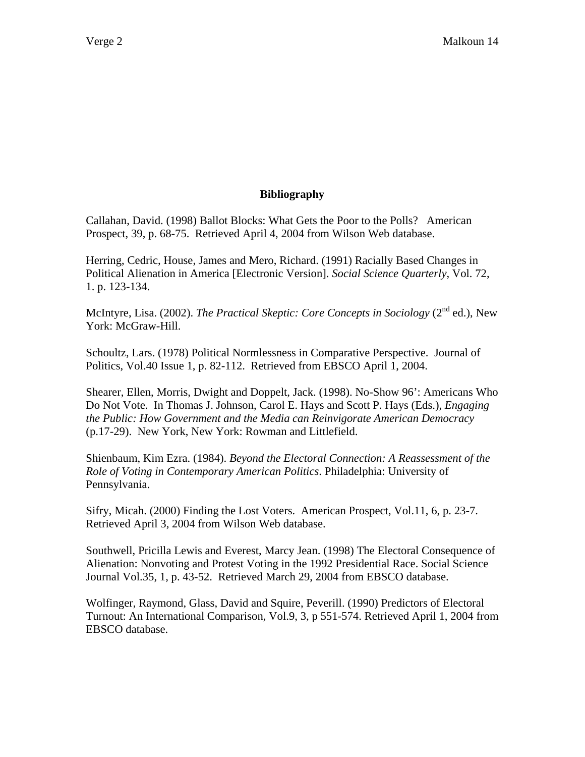**Bibliography**

Callahan, David. (1998) Ballot Blocks: What Gets the Poor to the Polls? American Prospect, 39, p. 68-75. Retrieved April 4, 2004 from Wilson Web database.

Herring, Cedric, House, James and Mero, Richard. (1991) Racially Based Changes in Political Alienation in America [Electronic Version]. *Social Science Quarterly*, Vol. 72, 1. p. 123-134.

McIntyre, Lisa. (2002). *The Practical Skeptic: Core Concepts in Sociology* (2nd ed.), New York: McGraw-Hill.

Schoultz, Lars. (1978) Political Normlessness in Comparative Perspective. Journal of Politics, Vol.40 Issue 1, p. 82-112. Retrieved from EBSCO April 1, 2004.

Shearer, Ellen, Morris, Dwight and Doppelt, Jack. (1998). No-Show 96': Americans Who Do Not Vote. In Thomas J. Johnson, Carol E. Hays and Scott P. Hays (Eds.), *Engaging the Public: How Government and the Media can Reinvigorate American Democracy* (p.17-29). New York, New York: Rowman and Littlefield.

Shienbaum, Kim Ezra. (1984). *Beyond the Electoral Connection: A Reassessment of the Role of Voting in Contemporary American Politics*. Philadelphia: University of Pennsylvania.

Sifry, Micah. (2000) Finding the Lost Voters. American Prospect, Vol.11, 6, p. 23-7. Retrieved April 3, 2004 from Wilson Web database.

Southwell, Pricilla Lewis and Everest, Marcy Jean. (1998) The Electoral Consequence of Alienation: Nonvoting and Protest Voting in the 1992 Presidential Race. Social Science Journal Vol.35, 1, p. 43-52. Retrieved March 29, 2004 from EBSCO database.

Wolfinger, Raymond, Glass, David and Squire, Peverill. (1990) Predictors of Electoral Turnout: An International Comparison, Vol.9, 3, p 551-574. Retrieved April 1, 2004 from EBSCO database.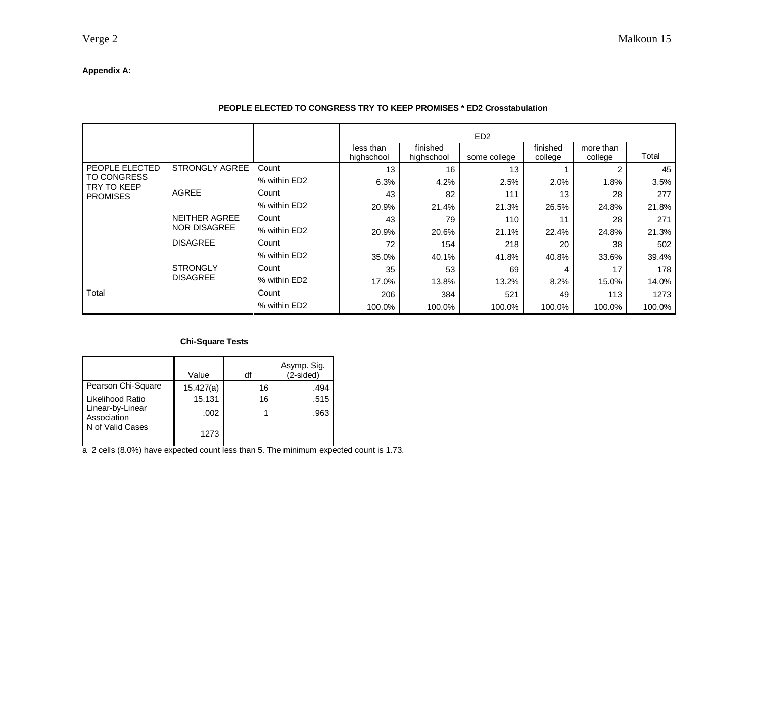**Appendix A:**

**PEOPLE ELECTED TO CONGRESS TRY TO KEEP PROMISES * ED2 Crosstabulation**

| | | | ED2 | | | | | |
|---|---|---|---|---|---|---|---|---|
| | | | less than highschool | finished highschool | some college | finished college | more than college | Total |
| PEOPLE ELECTED TO CONGRESS TRY TO KEEP PROMISES | STRONGLY AGREE | Count | 13 | 16 | 13 | 1 | 2 | 45 |
| | | % within ED2 | 6.3% | 4.2% | 2.5% | 2.0% | 1.8% | 3.5% |
| | AGREE | Count | 43 | 82 | 111 | 13 | 28 | 277 |
| | | % within ED2 | 20.9% | 21.4% | 21.3% | 26.5% | 24.8% | 21.8% |
| | NEITHER AGREE NOR DISAGREE | Count | 43 | 79 | 110 | 11 | 28 | 271 |
| | | % within ED2 | 20.9% | 20.6% | 21.1% | 22.4% | 24.8% | 21.3% |
| | DISAGREE | Count | 72 | 154 | 218 | 20 | 38 | 502 |
| | | % within ED2 | 35.0% | 40.1% | 41.8% | 40.8% | 33.6% | 39.4% |
| | STRONGLY DISAGREE | Count | 35 | 53 | 69 | 4 | 17 | 178 |
| | | % within ED2 | 17.0% | 13.8% | 13.2% | 8.2% | 15.0% | 14.0% |
| Total | | Count | 206 | 384 | 521 | 49 | 113 | 1273 |
| | | % within ED2 | 100.0% | 100.0% | 100.0% | 100.0% | 100.0% | 100.0% |

**Chi-Square Tests**

| | Value | df | Asymp. Sig. (2-sided) |
|---|---|---|---|
| Pearson Chi-Square | 15.427(a) | 16 | .494 |
| Likelihood Ratio | 15.131 | 16 | .515 |
| Linear-by-Linear Association | .002 | 1 | .963 |
| N of Valid Cases | 1273 | | |

a 2 cells (8.0%) have expected count less than 5. The minimum expected count is 1.73.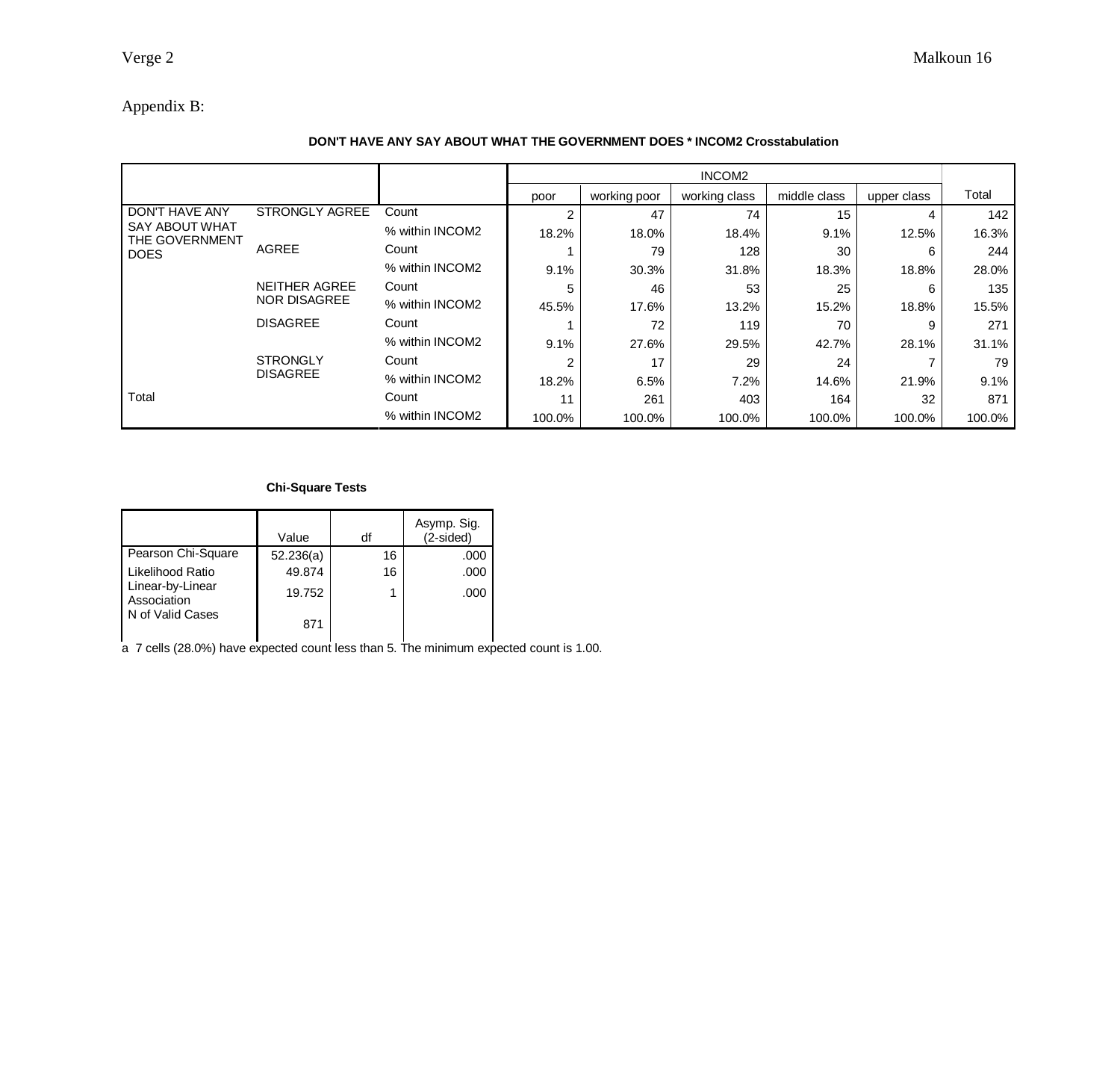Appendix B:

**DON'T HAVE ANY SAY ABOUT WHAT THE GOVERNMENT DOES * INCOM2 Crosstabulation**

| | | | INCOM2 | | | | | |
|---|---|---|---|---|---|---|---|---|
| | | | poor | working poor | working class | middle class | upper class | Total |
| DON'T HAVE ANY SAY ABOUT WHAT THE GOVERNMENT DOES | STRONGLY AGREE | Count | 2 | 47 | 74 | 15 | 4 | 142 |
| | | % within INCOM2 | 18.2% | 18.0% | 18.4% | 9.1% | 12.5% | 16.3% |
| | AGREE | Count | 1 | 79 | 128 | 30 | 6 | 244 |
| | | % within INCOM2 | 9.1% | 30.3% | 31.8% | 18.3% | 18.8% | 28.0% |
| | NEITHER AGREE NOR DISAGREE | Count | 5 | 46 | 53 | 25 | 6 | 135 |
| | | % within INCOM2 | 45.5% | 17.6% | 13.2% | 15.2% | 18.8% | 15.5% |
| | DISAGREE | Count | 1 | 72 | 119 | 70 | 9 | 271 |
| | | % within INCOM2 | 9.1% | 27.6% | 29.5% | 42.7% | 28.1% | 31.1% |
| | STRONGLY DISAGREE | Count | 2 | 17 | 29 | 24 | 7 | 79 |
| | | % within INCOM2 | 18.2% | 6.5% | 7.2% | 14.6% | 21.9% | 9.1% |
| Total | | Count | 11 | 261 | 403 | 164 | 32 | 871 |
| | | % within INCOM2 | 100.0% | 100.0% | 100.0% | 100.0% | 100.0% | 100.0% |

**Chi-Square Tests**

| | Value | df | Asymp. Sig. (2-sided) |
|---|---|---|---|
| Pearson Chi-Square | 52.236(a) | 16 | .000 |
| Likelihood Ratio | 49.874 | 16 | .000 |
| Linear-by-Linear Association | 19.752 | 1 | .000 |
| N of Valid Cases | 871 | | |

a 7 cells (28.0%) have expected count less than 5. The minimum expected count is 1.00.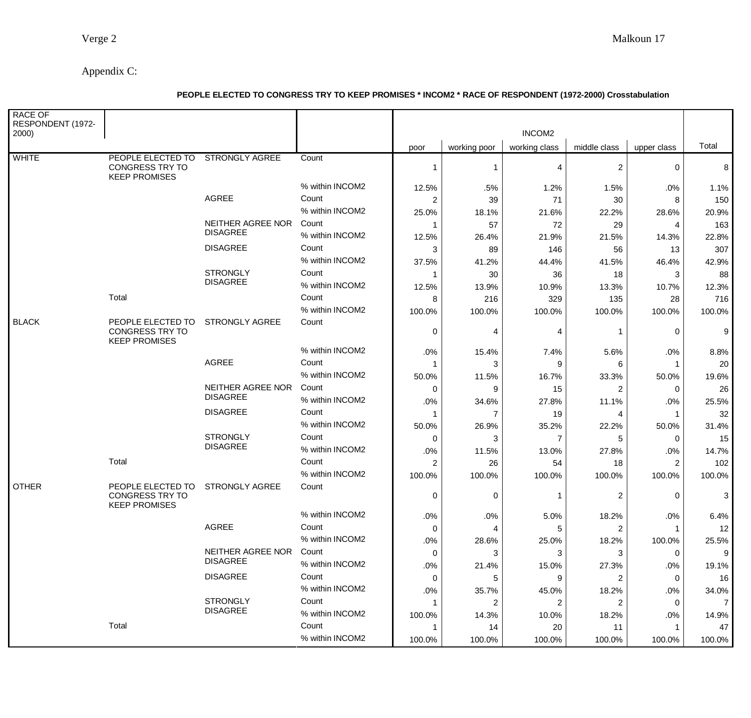Appendix C:

**PEOPLE ELECTED TO CONGRESS TRY TO KEEP PROMISES * INCOM2 * RACE OF RESPONDENT (1972-2000) Crosstabulation**

| RACE OF RESPONDENT (1972-2000) | | | | INCOM2 | | | | | Total |
|---|---|---|---|---|---|---|---|---|---|
| | | | | poor | working poor | working class | middle class | upper class | |
| WHITE | PEOPLE ELECTED TO CONGRESS TRY TO KEEP PROMISES | STRONGLY AGREE | Count | 1 | 1 | 4 | 2 | 0 | 8 |
| | | | % within INCOM2 | 12.5% | .5% | 1.2% | 1.5% | .0% | 1.1% |
| | | AGREE | Count | 2 | 39 | 71 | 30 | 8 | 150 |
| | | | % within INCOM2 | 25.0% | 18.1% | 21.6% | 22.2% | 28.6% | 20.9% |
| | | NEITHER AGREE NOR DISAGREE | Count | 1 | 57 | 72 | 29 | 4 | 163 |
| | | | % within INCOM2 | 12.5% | 26.4% | 21.9% | 21.5% | 14.3% | 22.8% |
| | | DISAGREE | Count | 3 | 89 | 146 | 56 | 13 | 307 |
| | | | % within INCOM2 | 37.5% | 41.2% | 44.4% | 41.5% | 46.4% | 42.9% |
| | | STRONGLY DISAGREE | Count | 1 | 30 | 36 | 18 | 3 | 88 |
| | | | % within INCOM2 | 12.5% | 13.9% | 10.9% | 13.3% | 10.7% | 12.3% |
| | Total | | Count | 8 | 216 | 329 | 135 | 28 | 716 |
| | | | % within INCOM2 | 100.0% | 100.0% | 100.0% | 100.0% | 100.0% | 100.0% |
| BLACK | PEOPLE ELECTED TO CONGRESS TRY TO KEEP PROMISES | STRONGLY AGREE | Count | 0 | 4 | 4 | 1 | 0 | 9 |
| | | | % within INCOM2 | .0% | 15.4% | 7.4% | 5.6% | .0% | 8.8% |
| | | AGREE | Count | 1 | 3 | 9 | 6 | 1 | 20 |
| | | | % within INCOM2 | 50.0% | 11.5% | 16.7% | 33.3% | 50.0% | 19.6% |
| | | NEITHER AGREE NOR DISAGREE | Count | 0 | 9 | 15 | 2 | 0 | 26 |
| | | | % within INCOM2 | .0% | 34.6% | 27.8% | 11.1% | .0% | 25.5% |
| | | DISAGREE | Count | 1 | 7 | 19 | 4 | 1 | 32 |
| | | | % within INCOM2 | 50.0% | 26.9% | 35.2% | 22.2% | 50.0% | 31.4% |
| | | STRONGLY DISAGREE | Count | 0 | 3 | 7 | 5 | 0 | 15 |
| | | | % within INCOM2 | .0% | 11.5% | 13.0% | 27.8% | .0% | 14.7% |
| | Total | | Count | 2 | 26 | 54 | 18 | 2 | 102 |
| | | | % within INCOM2 | 100.0% | 100.0% | 100.0% | 100.0% | 100.0% | 100.0% |
| OTHER | PEOPLE ELECTED TO CONGRESS TRY TO KEEP PROMISES | STRONGLY AGREE | Count | 0 | 0 | 1 | 2 | 0 | 3 |
| | | | % within INCOM2 | .0% | .0% | 5.0% | 18.2% | .0% | 6.4% |
| | | AGREE | Count | 0 | 4 | 5 | 2 | 1 | 12 |
| | | | % within INCOM2 | .0% | 28.6% | 25.0% | 18.2% | 100.0% | 25.5% |
| | | NEITHER AGREE NOR DISAGREE | Count | 0 | 3 | 3 | 3 | 0 | 9 |
| | | | % within INCOM2 | .0% | 21.4% | 15.0% | 27.3% | .0% | 19.1% |
| | | DISAGREE | Count | 0 | 5 | 9 | 2 | 0 | 16 |
| | | | % within INCOM2 | .0% | 35.7% | 45.0% | 18.2% | .0% | 34.0% |
| | | STRONGLY DISAGREE | Count | 1 | 2 | 2 | 2 | 0 | 7 |
| | | | % within INCOM2 | 100.0% | 14.3% | 10.0% | 18.2% | .0% | 14.9% |
| | Total | | Count | 1 | 14 | 20 | 11 | 1 | 47 |
| | | | % within INCOM2 | 100.0% | 100.0% | 100.0% | 100.0% | 100.0% | 100.0% |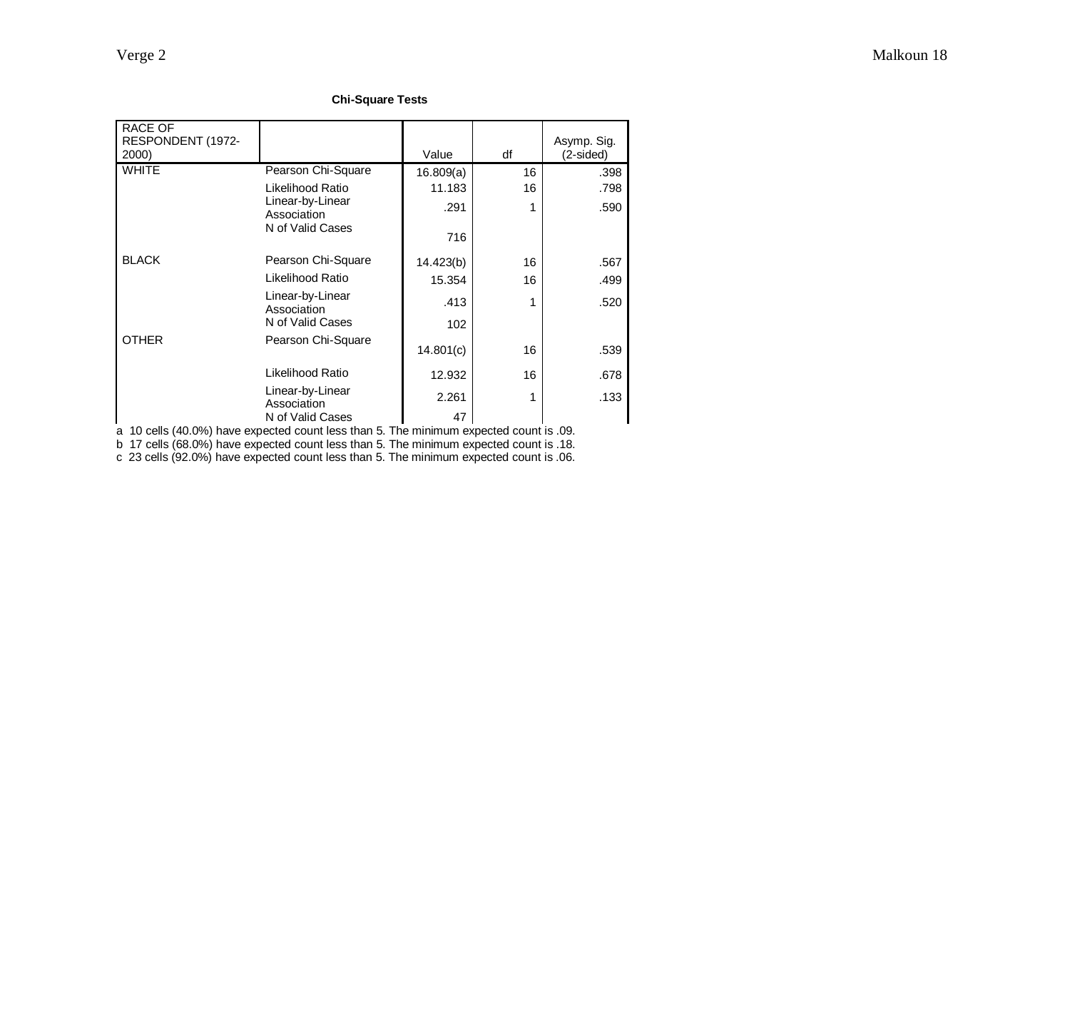**Chi-Square Tests**

| RACE OF RESPONDENT (1972-2000) | | Value | df | Asymp. Sig. (2-sided) |
|---|---|---|---|---|
| WHITE | Pearson Chi-Square | 16.809(a) | 16 | .398 |
| | Likelihood Ratio | 11.183 | 16 | .798 |
| | Linear-by-Linear Association | .291 | 1 | .590 |
| | N of Valid Cases | 716 | | |
| BLACK | Pearson Chi-Square | 14.423(b) | 16 | .567 |
| | Likelihood Ratio | 15.354 | 16 | .499 |
| | Linear-by-Linear Association | .413 | 1 | .520 |
| | N of Valid Cases | 102 | | |
| OTHER | Pearson Chi-Square | 14.801(c) | 16 | .539 |
| | Likelihood Ratio | 12.932 | 16 | .678 |
| | Linear-by-Linear Association | 2.261 | 1 | .133 |
| | N of Valid Cases | 47 | | |

a 10 cells (40.0%) have expected count less than 5. The minimum expected count is .09.

b 17 cells (68.0%) have expected count less than 5. The minimum expected count is .18.

c 23 cells (92.0%) have expected count less than 5. The minimum expected count is .06.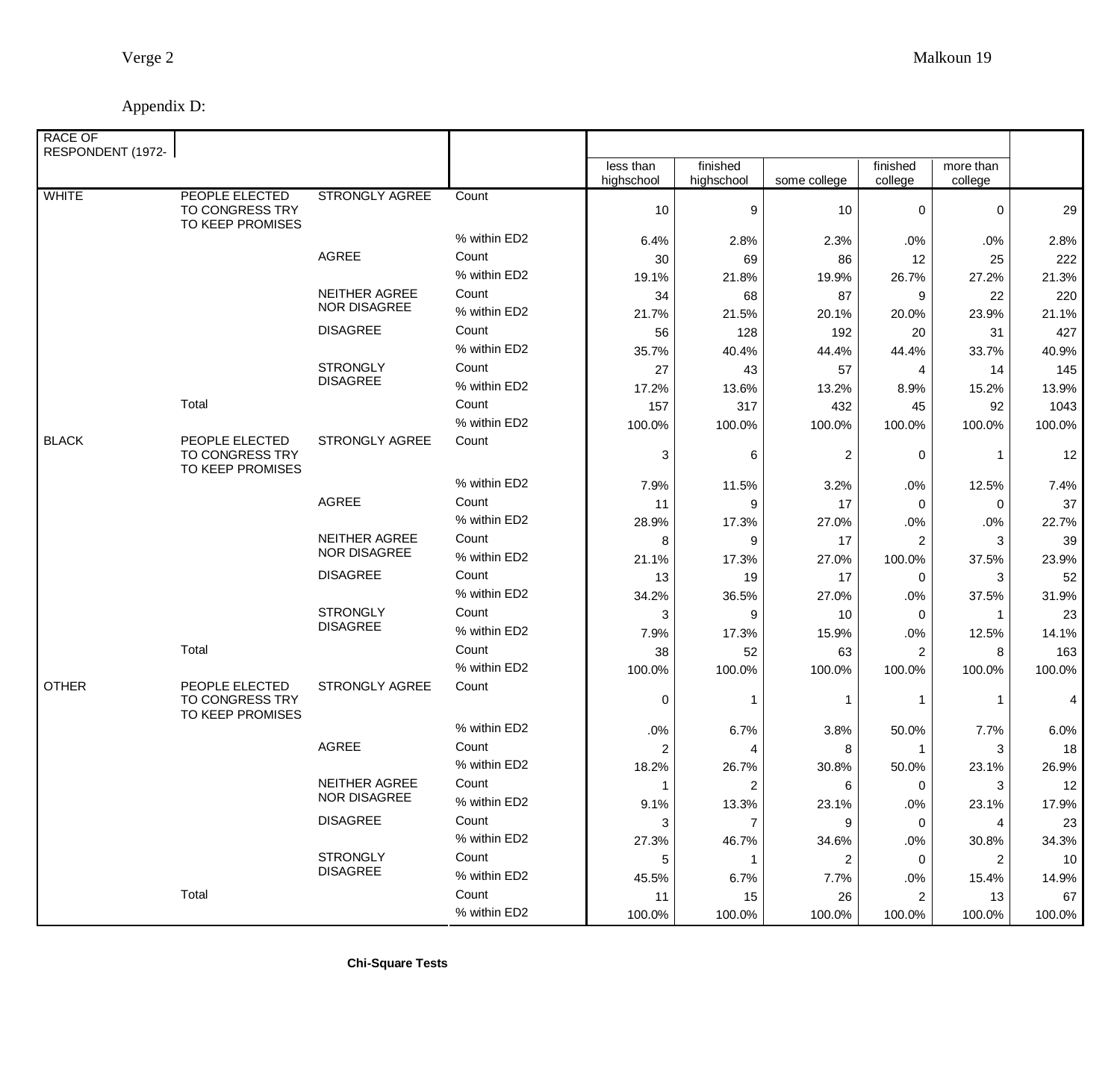Appendix D:

| RACE OF RESPONDENT (1972- | | | | less than highschool | finished highschool | some college | finished college | more than college | |
|---|---|---|---|---|---|---|---|---|---|
| WHITE | PEOPLE ELECTED TO CONGRESS TRY TO KEEP PROMISES | STRONGLY AGREE | Count | 10 | 9 | 10 | 0 | 0 | 29 |
| | | | % within ED2 | 6.4% | 2.8% | 2.3% | .0% | .0% | 2.8% |
| | | AGREE | Count | 30 | 69 | 86 | 12 | 25 | 222 |
| | | | % within ED2 | 19.1% | 21.8% | 19.9% | 26.7% | 27.2% | 21.3% |
| | | NEITHER AGREE NOR DISAGREE | Count | 34 | 68 | 87 | 9 | 22 | 220 |
| | | | % within ED2 | 21.7% | 21.5% | 20.1% | 20.0% | 23.9% | 21.1% |
| | | DISAGREE | Count | 56 | 128 | 192 | 20 | 31 | 427 |
| | | | % within ED2 | 35.7% | 40.4% | 44.4% | 44.4% | 33.7% | 40.9% |
| | | STRONGLY DISAGREE | Count | 27 | 43 | 57 | 4 | 14 | 145 |
| | | | % within ED2 | 17.2% | 13.6% | 13.2% | 8.9% | 15.2% | 13.9% |
| | Total | | Count | 157 | 317 | 432 | 45 | 92 | 1043 |
| | | | % within ED2 | 100.0% | 100.0% | 100.0% | 100.0% | 100.0% | 100.0% |
| BLACK | PEOPLE ELECTED TO CONGRESS TRY TO KEEP PROMISES | STRONGLY AGREE | Count | 3 | 6 | 2 | 0 | 1 | 12 |
| | | | % within ED2 | 7.9% | 11.5% | 3.2% | .0% | 12.5% | 7.4% |
| | | AGREE | Count | 11 | 9 | 17 | 0 | 0 | 37 |
| | | | % within ED2 | 28.9% | 17.3% | 27.0% | .0% | .0% | 22.7% |
| | | NEITHER AGREE NOR DISAGREE | Count | 8 | 9 | 17 | 2 | 3 | 39 |
| | | | % within ED2 | 21.1% | 17.3% | 27.0% | 100.0% | 37.5% | 23.9% |
| | | DISAGREE | Count | 13 | 19 | 17 | 0 | 3 | 52 |
| | | | % within ED2 | 34.2% | 36.5% | 27.0% | .0% | 37.5% | 31.9% |
| | | STRONGLY DISAGREE | Count | 3 | 9 | 10 | 0 | 1 | 23 |
| | | | % within ED2 | 7.9% | 17.3% | 15.9% | .0% | 12.5% | 14.1% |
| | Total | | Count | 38 | 52 | 63 | 2 | 8 | 163 |
| | | | % within ED2 | 100.0% | 100.0% | 100.0% | 100.0% | 100.0% | 100.0% |
| OTHER | PEOPLE ELECTED TO CONGRESS TRY TO KEEP PROMISES | STRONGLY AGREE | Count | 0 | 1 | 1 | 1 | 1 | 4 |
| | | | % within ED2 | .0% | 6.7% | 3.8% | 50.0% | 7.7% | 6.0% |
| | | AGREE | Count | 2 | 4 | 8 | 1 | 3 | 18 |
| | | | % within ED2 | 18.2% | 26.7% | 30.8% | 50.0% | 23.1% | 26.9% |
| | | NEITHER AGREE NOR DISAGREE | Count | 1 | 2 | 6 | 0 | 3 | 12 |
| | | | % within ED2 | 9.1% | 13.3% | 23.1% | .0% | 23.1% | 17.9% |
| | | DISAGREE | Count | 3 | 7 | 9 | 0 | 4 | 23 |
| | | | % within ED2 | 27.3% | 46.7% | 34.6% | .0% | 30.8% | 34.3% |
| | | STRONGLY DISAGREE | Count | 5 | 1 | 2 | 0 | 2 | 10 |
| | | | % within ED2 | 45.5% | 6.7% | 7.7% | .0% | 15.4% | 14.9% |
| | Total | | Count | 11 | 15 | 26 | 2 | 13 | 67 |
| | | | % within ED2 | 100.0% | 100.0% | 100.0% | 100.0% | 100.0% | 100.0% |

**Chi-Square Tests**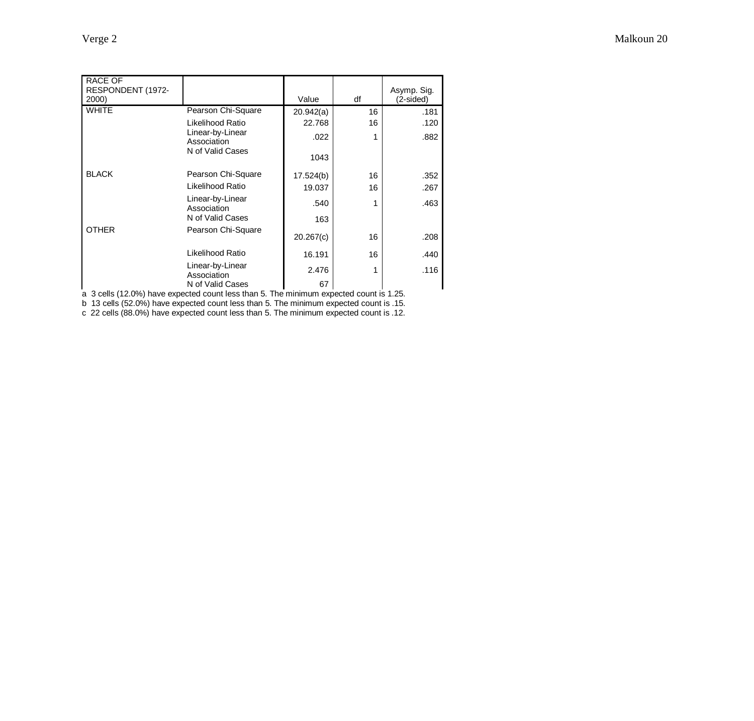| RACE OF RESPONDENT (1972-2000) | | Value | df | Asymp. Sig. (2-sided) |
|---|---|---|---|---|
| WHITE | Pearson Chi-Square | 20.942(a) | 16 | .181 |
| | Likelihood Ratio | 22.768 | 16 | .120 |
| | Linear-by-Linear Association | .022 | 1 | .882 |
| | N of Valid Cases | 1043 | | |
| BLACK | Pearson Chi-Square | 17.524(b) | 16 | .352 |
| | Likelihood Ratio | 19.037 | 16 | .267 |
| | Linear-by-Linear Association | .540 | 1 | .463 |
| | N of Valid Cases | 163 | | |
| OTHER | Pearson Chi-Square | 20.267(c) | 16 | .208 |
| | Likelihood Ratio | 16.191 | 16 | .440 |
| | Linear-by-Linear Association | 2.476 | 1 | .116 |
| | N of Valid Cases | 67 | | |

a 3 cells (12.0%) have expected count less than 5. The minimum expected count is 1.25.
b 13 cells (52.0%) have expected count less than 5. The minimum expected count is .15.
c 22 cells (88.0%) have expected count less than 5. The minimum expected count is .12.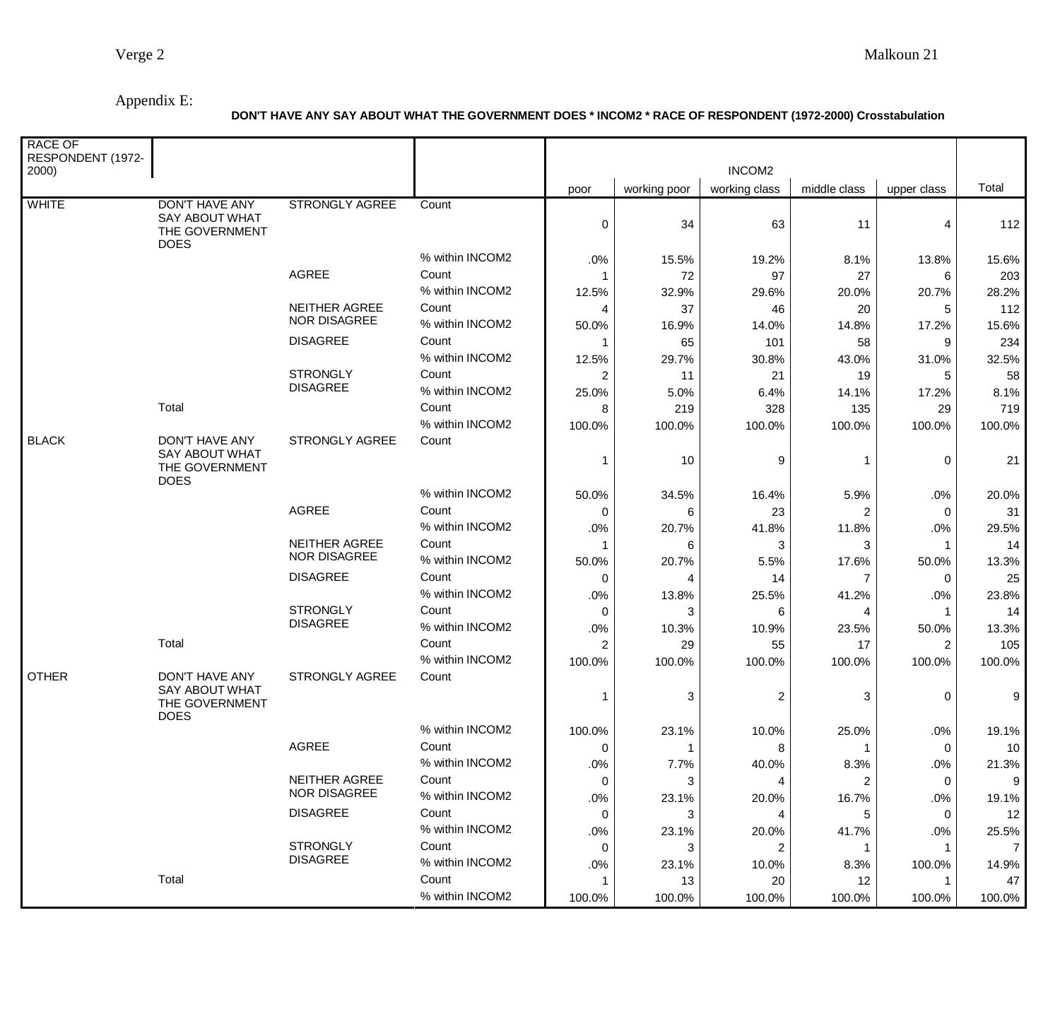Appendix E:

**DON'T HAVE ANY SAY ABOUT WHAT THE GOVERNMENT DOES * INCOM2 * RACE OF RESPONDENT (1972-2000) Crosstabulation**

| RACE OF RESPONDENT (1972-2000) | | | | INCOM2 | | | | | Total |
|---|---|---|---|---|---|---|---|---|---|
| | | | | poor | working poor | working class | middle class | upper class | |
| WHITE | DON'T HAVE ANY SAY ABOUT WHAT THE GOVERNMENT DOES | STRONGLY AGREE | Count | 0 | 34 | 63 | 11 | 4 | 112 |
| | | | % within INCOM2 | .0% | 15.5% | 19.2% | 8.1% | 13.8% | 15.6% |
| | | AGREE | Count | 1 | 72 | 97 | 27 | 6 | 203 |
| | | | % within INCOM2 | 12.5% | 32.9% | 29.6% | 20.0% | 20.7% | 28.2% |
| | | NEITHER AGREE NOR DISAGREE | Count | 4 | 37 | 46 | 20 | 5 | 112 |
| | | | % within INCOM2 | 50.0% | 16.9% | 14.0% | 14.8% | 17.2% | 15.6% |
| | | DISAGREE | Count | 1 | 65 | 101 | 58 | 9 | 234 |
| | | | % within INCOM2 | 12.5% | 29.7% | 30.8% | 43.0% | 31.0% | 32.5% |
| | | STRONGLY DISAGREE | Count | 2 | 11 | 21 | 19 | 5 | 58 |
| | | | % within INCOM2 | 25.0% | 5.0% | 6.4% | 14.1% | 17.2% | 8.1% |
| | Total | | Count | 8 | 219 | 328 | 135 | 29 | 719 |
| | | | % within INCOM2 | 100.0% | 100.0% | 100.0% | 100.0% | 100.0% | 100.0% |
| BLACK | DON'T HAVE ANY SAY ABOUT WHAT THE GOVERNMENT DOES | STRONGLY AGREE | Count | 1 | 10 | 9 | 1 | 0 | 21 |
| | | | % within INCOM2 | 50.0% | 34.5% | 16.4% | 5.9% | .0% | 20.0% |
| | | AGREE | Count | 0 | 6 | 23 | 2 | 0 | 31 |
| | | | % within INCOM2 | .0% | 20.7% | 41.8% | 11.8% | .0% | 29.5% |
| | | NEITHER AGREE NOR DISAGREE | Count | 1 | 6 | 3 | 3 | 1 | 14 |
| | | | % within INCOM2 | 50.0% | 20.7% | 5.5% | 17.6% | 50.0% | 13.3% |
| | | DISAGREE | Count | 0 | 4 | 14 | 7 | 0 | 25 |
| | | | % within INCOM2 | .0% | 13.8% | 25.5% | 41.2% | .0% | 23.8% |
| | | STRONGLY DISAGREE | Count | 0 | 3 | 6 | 4 | 1 | 14 |
| | | | % within INCOM2 | .0% | 10.3% | 10.9% | 23.5% | 50.0% | 13.3% |
| | Total | | Count | 2 | 29 | 55 | 17 | 2 | 105 |
| | | | % within INCOM2 | 100.0% | 100.0% | 100.0% | 100.0% | 100.0% | 100.0% |
| OTHER | DON'T HAVE ANY SAY ABOUT WHAT THE GOVERNMENT DOES | STRONGLY AGREE | Count | 1 | 3 | 2 | 3 | 0 | 9 |
| | | | % within INCOM2 | 100.0% | 23.1% | 10.0% | 25.0% | .0% | 19.1% |
| | | AGREE | Count | 0 | 1 | 8 | 1 | 0 | 10 |
| | | | % within INCOM2 | .0% | 7.7% | 40.0% | 8.3% | .0% | 21.3% |
| | | NEITHER AGREE NOR DISAGREE | Count | 0 | 3 | 4 | 2 | 0 | 9 |
| | | | % within INCOM2 | .0% | 23.1% | 20.0% | 16.7% | .0% | 19.1% |
| | | DISAGREE | Count | 0 | 3 | 4 | 5 | 0 | 12 |
| | | | % within INCOM2 | .0% | 23.1% | 20.0% | 41.7% | .0% | 25.5% |
| | | STRONGLY DISAGREE | Count | 0 | 3 | 2 | 1 | 1 | 7 |
| | | | % within INCOM2 | .0% | 23.1% | 10.0% | 8.3% | 100.0% | 14.9% |
| | Total | | Count | 1 | 13 | 20 | 12 | 1 | 47 |
| | | | % within INCOM2 | 100.0% | 100.0% | 100.0% | 100.0% | 100.0% | 100.0% |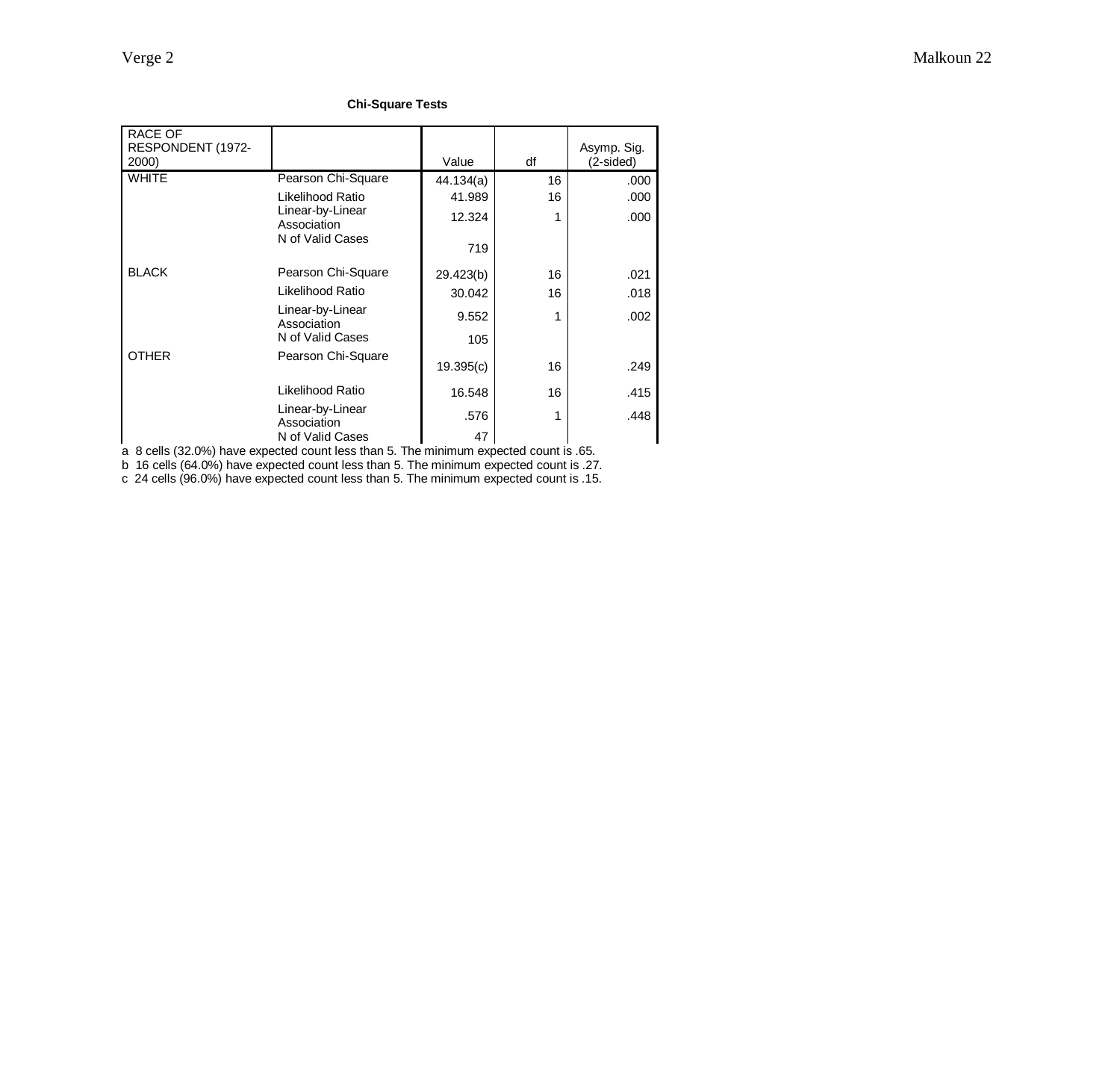**Chi-Square Tests**

| RACE OF RESPONDENT (1972-2000) | | Value | df | Asymp. Sig. (2-sided) |
|---|---|---|---|---|
| WHITE | Pearson Chi-Square | 44.134(a) | 16 | .000 |
| | Likelihood Ratio | 41.989 | 16 | .000 |
| | Linear-by-Linear Association | 12.324 | 1 | .000 |
| | N of Valid Cases | 719 | | |
| BLACK | Pearson Chi-Square | 29.423(b) | 16 | .021 |
| | Likelihood Ratio | 30.042 | 16 | .018 |
| | Linear-by-Linear Association | 9.552 | 1 | .002 |
| | N of Valid Cases | 105 | | |
| OTHER | Pearson Chi-Square | 19.395(c) | 16 | .249 |
| | Likelihood Ratio | 16.548 | 16 | .415 |
| | Linear-by-Linear Association | .576 | 1 | .448 |
| | N of Valid Cases | 47 | | |

a 8 cells (32.0%) have expected count less than 5. The minimum expected count is .65.

b 16 cells (64.0%) have expected count less than 5. The minimum expected count is .27.

c 24 cells (96.0%) have expected count less than 5. The minimum expected count is .15.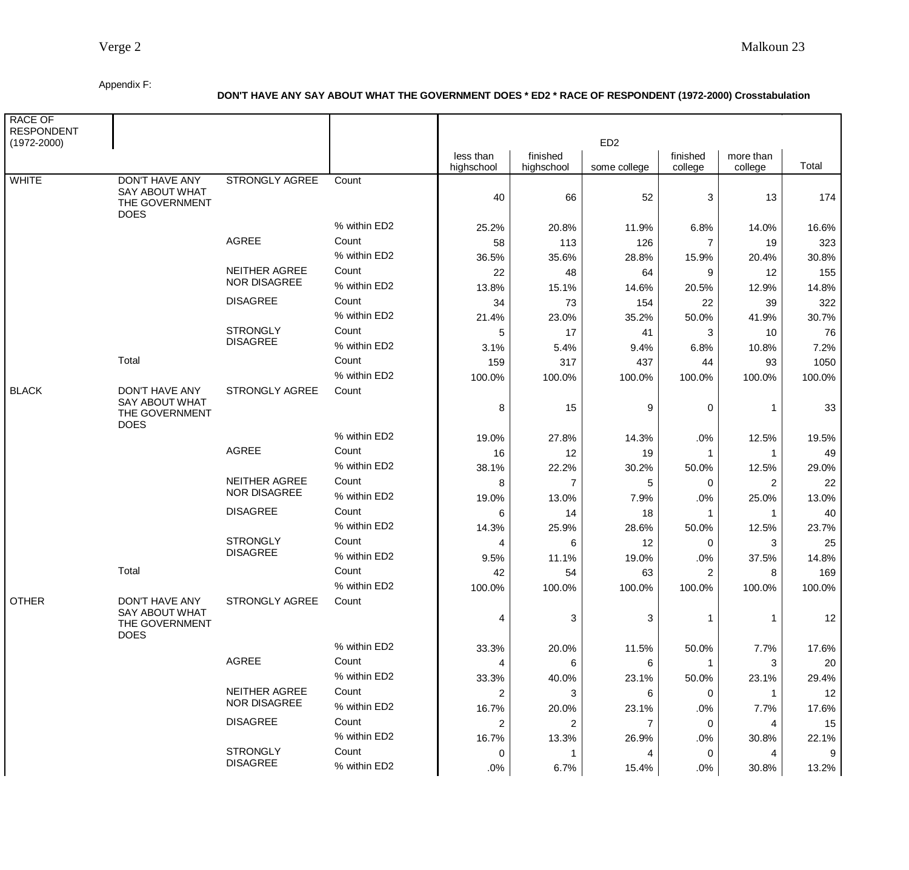Appendix F:

**DON'T HAVE ANY SAY ABOUT WHAT THE GOVERNMENT DOES * ED2 * RACE OF RESPONDENT (1972-2000) Crosstabulation**

| RACE OF RESPONDENT (1972-2000) | | | | ED2 | | | | | |
|---|---|---|---|---|---|---|---|---|---|
| | | | | less than highschool | finished highschool | some college | finished college | more than college | Total |
| WHITE | DON'T HAVE ANY SAY ABOUT WHAT THE GOVERNMENT DOES | STRONGLY AGREE | Count | 40 | 66 | 52 | 3 | 13 | 174 |
| | | | % within ED2 | 25.2% | 20.8% | 11.9% | 6.8% | 14.0% | 16.6% |
| | | AGREE | Count | 58 | 113 | 126 | 7 | 19 | 323 |
| | | | % within ED2 | 36.5% | 35.6% | 28.8% | 15.9% | 20.4% | 30.8% |
| | | NEITHER AGREE NOR DISAGREE | Count | 22 | 48 | 64 | 9 | 12 | 155 |
| | | | % within ED2 | 13.8% | 15.1% | 14.6% | 20.5% | 12.9% | 14.8% |
| | | DISAGREE | Count | 34 | 73 | 154 | 22 | 39 | 322 |
| | | | % within ED2 | 21.4% | 23.0% | 35.2% | 50.0% | 41.9% | 30.7% |
| | | STRONGLY DISAGREE | Count | 5 | 17 | 41 | 3 | 10 | 76 |
| | | | % within ED2 | 3.1% | 5.4% | 9.4% | 6.8% | 10.8% | 7.2% |
| | Total | | Count | 159 | 317 | 437 | 44 | 93 | 1050 |
| | | | % within ED2 | 100.0% | 100.0% | 100.0% | 100.0% | 100.0% | 100.0% |
| BLACK | DON'T HAVE ANY SAY ABOUT WHAT THE GOVERNMENT DOES | STRONGLY AGREE | Count | 8 | 15 | 9 | 0 | 1 | 33 |
| | | | % within ED2 | 19.0% | 27.8% | 14.3% | .0% | 12.5% | 19.5% |
| | | AGREE | Count | 16 | 12 | 19 | 1 | 1 | 49 |
| | | | % within ED2 | 38.1% | 22.2% | 30.2% | 50.0% | 12.5% | 29.0% |
| | | NEITHER AGREE NOR DISAGREE | Count | 8 | 7 | 5 | 0 | 2 | 22 |
| | | | % within ED2 | 19.0% | 13.0% | 7.9% | .0% | 25.0% | 13.0% |
| | | DISAGREE | Count | 6 | 14 | 18 | 1 | 1 | 40 |
| | | | % within ED2 | 14.3% | 25.9% | 28.6% | 50.0% | 12.5% | 23.7% |
| | | STRONGLY DISAGREE | Count | 4 | 6 | 12 | 0 | 3 | 25 |
| | | | % within ED2 | 9.5% | 11.1% | 19.0% | .0% | 37.5% | 14.8% |
| | Total | | Count | 42 | 54 | 63 | 2 | 8 | 169 |
| | | | % within ED2 | 100.0% | 100.0% | 100.0% | 100.0% | 100.0% | 100.0% |
| OTHER | DON'T HAVE ANY SAY ABOUT WHAT THE GOVERNMENT DOES | STRONGLY AGREE | Count | 4 | 3 | 3 | 1 | 1 | 12 |
| | | | % within ED2 | 33.3% | 20.0% | 11.5% | 50.0% | 7.7% | 17.6% |
| | | AGREE | Count | 4 | 6 | 6 | 1 | 3 | 20 |
| | | | % within ED2 | 33.3% | 40.0% | 23.1% | 50.0% | 23.1% | 29.4% |
| | | NEITHER AGREE NOR DISAGREE | Count | 2 | 3 | 6 | 0 | 1 | 12 |
| | | | % within ED2 | 16.7% | 20.0% | 23.1% | .0% | 7.7% | 17.6% |
| | | DISAGREE | Count | 2 | 2 | 7 | 0 | 4 | 15 |
| | | | % within ED2 | 16.7% | 13.3% | 26.9% | .0% | 30.8% | 22.1% |
| | | STRONGLY DISAGREE | Count | 0 | 1 | 4 | 0 | 4 | 9 |
| | | | % within ED2 | .0% | 6.7% | 15.4% | .0% | 30.8% | 13.2% |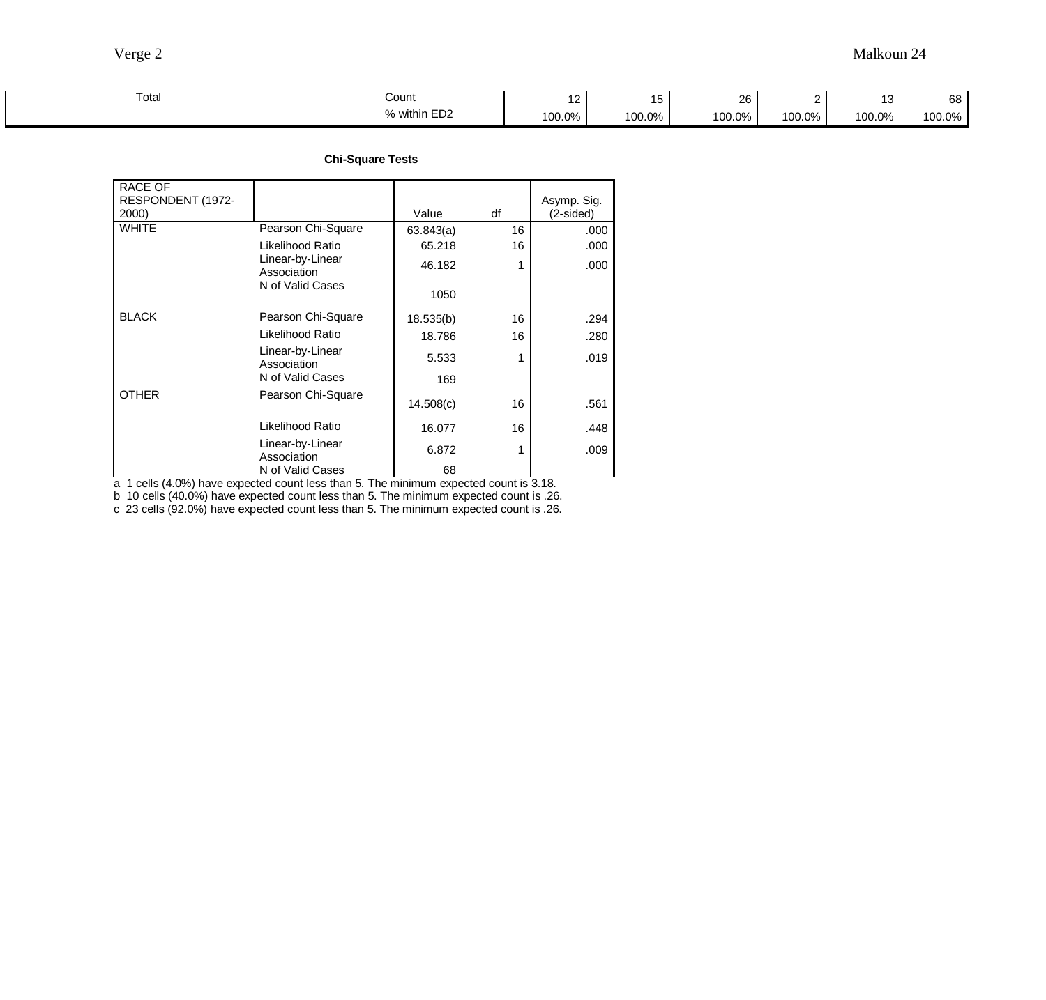| | | | | | | | |
|---|---|---|---|---|---|---|---|
| Total | Count | 12 | 15 | 26 | 2 | 13 | 68 |
| | % within ED2 | 100.0% | 100.0% | 100.0% | 100.0% | 100.0% | 100.0% |

**Chi-Square Tests**

| RACE OF RESPONDENT (1972-2000) | | Value | df | Asymp. Sig. (2-sided) |
|---|---|---|---|---|
| WHITE | Pearson Chi-Square | 63.843(a) | 16 | .000 |
| | Likelihood Ratio | 65.218 | 16 | .000 |
| | Linear-by-Linear Association | 46.182 | 1 | .000 |
| | N of Valid Cases | 1050 | | |
| BLACK | Pearson Chi-Square | 18.535(b) | 16 | .294 |
| | Likelihood Ratio | 18.786 | 16 | .280 |
| | Linear-by-Linear Association | 5.533 | 1 | .019 |
| | N of Valid Cases | 169 | | |
| OTHER | Pearson Chi-Square | 14.508(c) | 16 | .561 |
| | Likelihood Ratio | 16.077 | 16 | .448 |
| | Linear-by-Linear Association | 6.872 | 1 | .009 |
| | N of Valid Cases | 68 | | |

a 1 cells (4.0%) have expected count less than 5. The minimum expected count is 3.18.
b 10 cells (40.0%) have expected count less than 5. The minimum expected count is .26.
c 23 cells (92.0%) have expected count less than 5. The minimum expected count is .26.